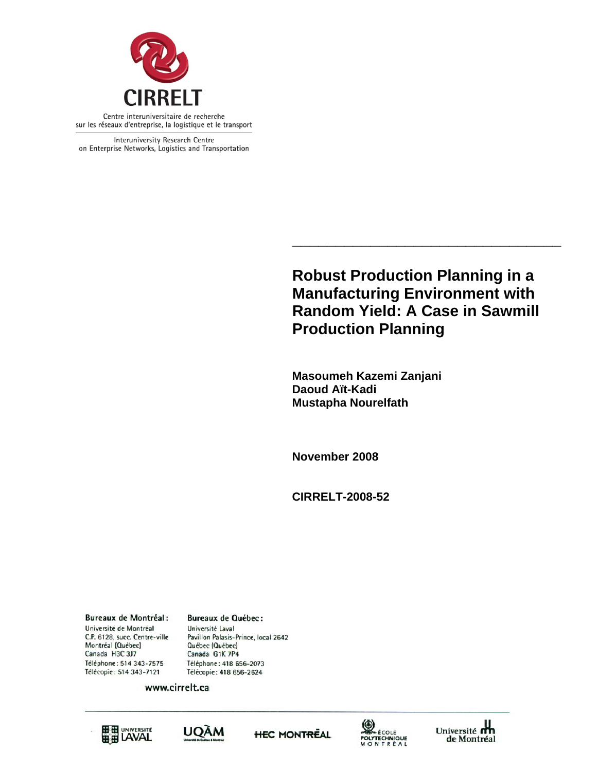CIRRELT

Centre interuniversitaire de recherche sur les réseaux d'entreprise, la logistique et le transport

Interuniversity Research Centre on Enterprise Networks, Logistics and Transportation

# Robust Production Planning in a Manufacturing Environment with Random Yield: A Case in Sawmill Production Planning

**Masoumeh Kazemi Zanjani**
**Daoud Aït-Kadi**
**Mustapha Nourelfath**

**November 2008**

**CIRRELT-2008-52**

**Bureaux de Montréal :**
Université de Montréal
C.P. 6128, succ. Centre-ville
Montréal (Québec)
Canada H3C 3J7
Téléphone : 514 343-7575
Télécopie : 514 343-7121

**Bureaux de Québec :**
Université Laval
Pavillon Palasis-Prince, local 2642
Québec (Québec)
Canada G1K 7P4
Téléphone : 418 656-2073
Télécopie : 418 656-2624

www.cirrelt.ca

Université Laval — UQÀM — HEC Montréal — École Polytechnique Montréal — Université de Montréal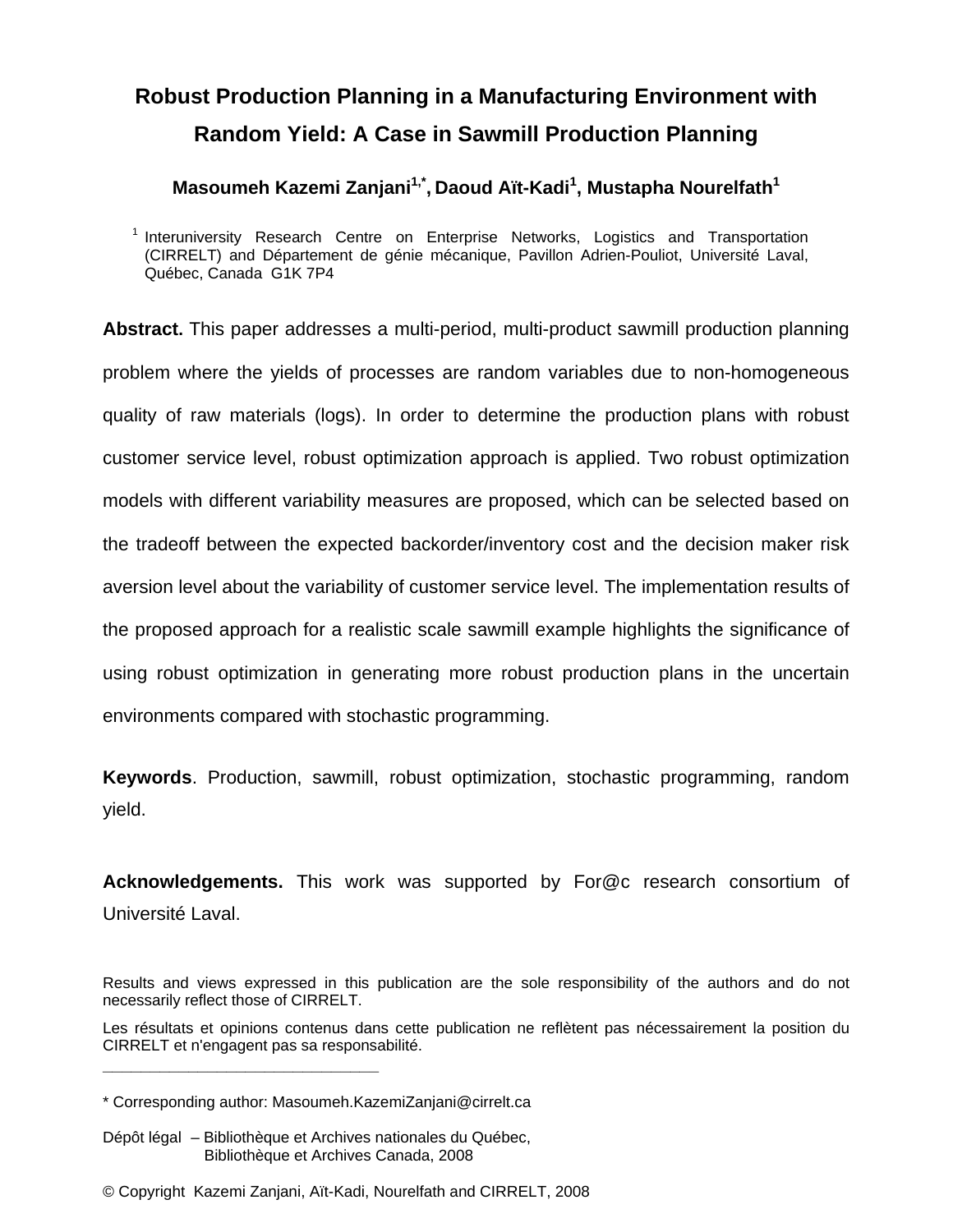# Robust Production Planning in a Manufacturing Environment with Random Yield: A Case in Sawmill Production Planning

**Masoumeh Kazemi Zanjani[1,*], Daoud Aït-Kadi[1], Mustapha Nourelfath[1]**

[1] Interuniversity Research Centre on Enterprise Networks, Logistics and Transportation (CIRRELT) and Département de génie mécanique, Pavillon Adrien-Pouliot, Université Laval, Québec, Canada G1K 7P4

**Abstract.** This paper addresses a multi-period, multi-product sawmill production planning problem where the yields of processes are random variables due to non-homogeneous quality of raw materials (logs). In order to determine the production plans with robust customer service level, robust optimization approach is applied. Two robust optimization models with different variability measures are proposed, which can be selected based on the tradeoff between the expected backorder/inventory cost and the decision maker risk aversion level about the variability of customer service level. The implementation results of the proposed approach for a realistic scale sawmill example highlights the significance of using robust optimization in generating more robust production plans in the uncertain environments compared with stochastic programming.

**Keywords**. Production, sawmill, robust optimization, stochastic programming, random yield.

**Acknowledgements.** This work was supported by For@c research consortium of Université Laval.

Results and views expressed in this publication are the sole responsibility of the authors and do not necessarily reflect those of CIRRELT.

Les résultats et opinions contenus dans cette publication ne reflètent pas nécessairement la position du CIRRELT et n'engagent pas sa responsabilité.

\* Corresponding author: Masoumeh.KazemiZanjani@cirrelt.ca

Dépôt légal – Bibliothèque et Archives nationales du Québec,
Bibliothèque et Archives Canada, 2008

© Copyright Kazemi Zanjani, Aït-Kadi, Nourelfath and CIRRELT, 2008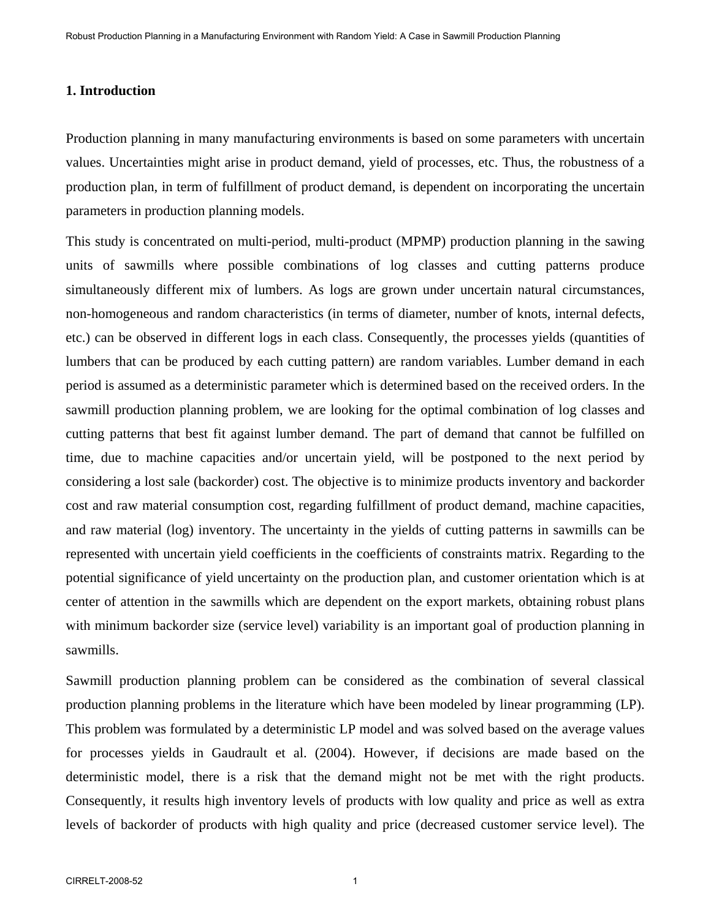## 1. Introduction

Production planning in many manufacturing environments is based on some parameters with uncertain values. Uncertainties might arise in product demand, yield of processes, etc. Thus, the robustness of a production plan, in term of fulfillment of product demand, is dependent on incorporating the uncertain parameters in production planning models.

This study is concentrated on multi-period, multi-product (MPMP) production planning in the sawing units of sawmills where possible combinations of log classes and cutting patterns produce simultaneously different mix of lumbers. As logs are grown under uncertain natural circumstances, non-homogeneous and random characteristics (in terms of diameter, number of knots, internal defects, etc.) can be observed in different logs in each class. Consequently, the processes yields (quantities of lumbers that can be produced by each cutting pattern) are random variables. Lumber demand in each period is assumed as a deterministic parameter which is determined based on the received orders. In the sawmill production planning problem, we are looking for the optimal combination of log classes and cutting patterns that best fit against lumber demand. The part of demand that cannot be fulfilled on time, due to machine capacities and/or uncertain yield, will be postponed to the next period by considering a lost sale (backorder) cost. The objective is to minimize products inventory and backorder cost and raw material consumption cost, regarding fulfillment of product demand, machine capacities, and raw material (log) inventory. The uncertainty in the yields of cutting patterns in sawmills can be represented with uncertain yield coefficients in the coefficients of constraints matrix. Regarding to the potential significance of yield uncertainty on the production plan, and customer orientation which is at center of attention in the sawmills which are dependent on the export markets, obtaining robust plans with minimum backorder size (service level) variability is an important goal of production planning in sawmills.

Sawmill production planning problem can be considered as the combination of several classical production planning problems in the literature which have been modeled by linear programming (LP). This problem was formulated by a deterministic LP model and was solved based on the average values for processes yields in Gaudrault et al. (2004). However, if decisions are made based on the deterministic model, there is a risk that the demand might not be met with the right products. Consequently, it results high inventory levels of products with low quality and price as well as extra levels of backorder of products with high quality and price (decreased customer service level). The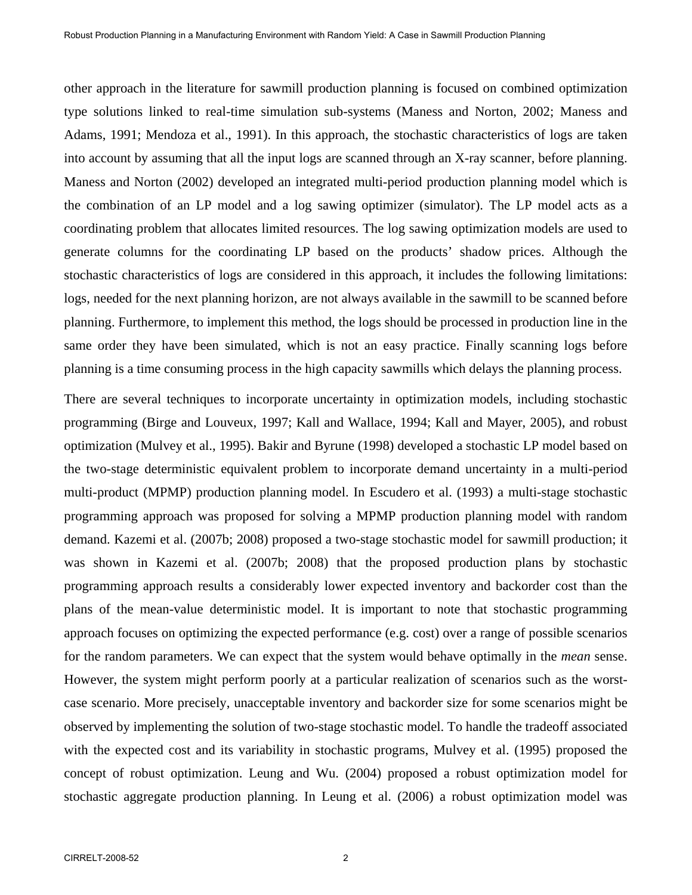other approach in the literature for sawmill production planning is focused on combined optimization type solutions linked to real-time simulation sub-systems (Maness and Norton, 2002; Maness and Adams, 1991; Mendoza et al., 1991). In this approach, the stochastic characteristics of logs are taken into account by assuming that all the input logs are scanned through an X-ray scanner, before planning. Maness and Norton (2002) developed an integrated multi-period production planning model which is the combination of an LP model and a log sawing optimizer (simulator). The LP model acts as a coordinating problem that allocates limited resources. The log sawing optimization models are used to generate columns for the coordinating LP based on the products' shadow prices. Although the stochastic characteristics of logs are considered in this approach, it includes the following limitations: logs, needed for the next planning horizon, are not always available in the sawmill to be scanned before planning. Furthermore, to implement this method, the logs should be processed in production line in the same order they have been simulated, which is not an easy practice. Finally scanning logs before planning is a time consuming process in the high capacity sawmills which delays the planning process.

There are several techniques to incorporate uncertainty in optimization models, including stochastic programming (Birge and Louveux, 1997; Kall and Wallace, 1994; Kall and Mayer, 2005), and robust optimization (Mulvey et al., 1995). Bakir and Byrune (1998) developed a stochastic LP model based on the two-stage deterministic equivalent problem to incorporate demand uncertainty in a multi-period multi-product (MPMP) production planning model. In Escudero et al. (1993) a multi-stage stochastic programming approach was proposed for solving a MPMP production planning model with random demand. Kazemi et al. (2007b; 2008) proposed a two-stage stochastic model for sawmill production; it was shown in Kazemi et al. (2007b; 2008) that the proposed production plans by stochastic programming approach results a considerably lower expected inventory and backorder cost than the plans of the mean-value deterministic model. It is important to note that stochastic programming approach focuses on optimizing the expected performance (e.g. cost) over a range of possible scenarios for the random parameters. We can expect that the system would behave optimally in the *mean* sense. However, the system might perform poorly at a particular realization of scenarios such as the worst-case scenario. More precisely, unacceptable inventory and backorder size for some scenarios might be observed by implementing the solution of two-stage stochastic model. To handle the tradeoff associated with the expected cost and its variability in stochastic programs, Mulvey et al. (1995) proposed the concept of robust optimization. Leung and Wu. (2004) proposed a robust optimization model for stochastic aggregate production planning. In Leung et al. (2006) a robust optimization model was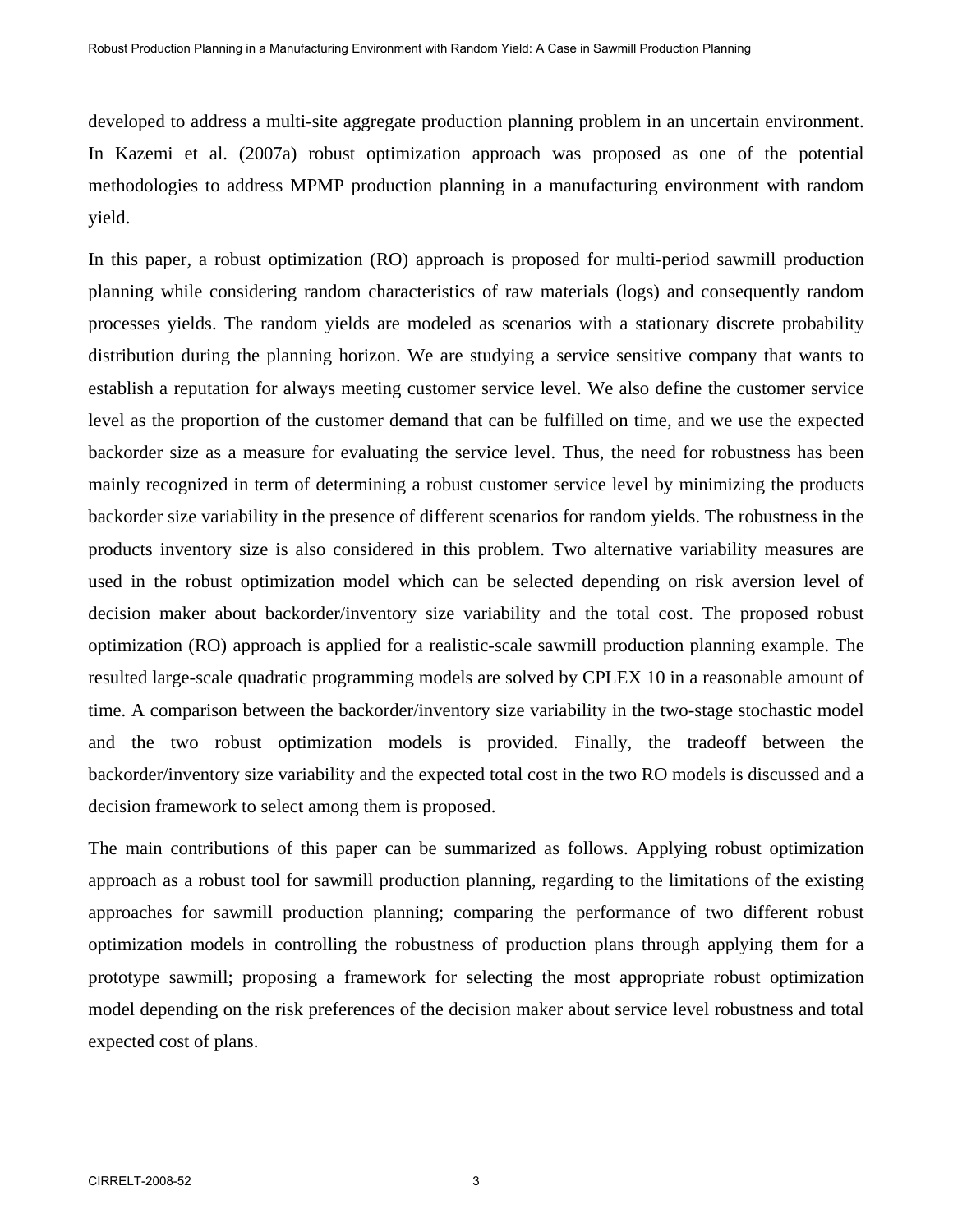developed to address a multi-site aggregate production planning problem in an uncertain environment. In Kazemi et al. (2007a) robust optimization approach was proposed as one of the potential methodologies to address MPMP production planning in a manufacturing environment with random yield.

In this paper, a robust optimization (RO) approach is proposed for multi-period sawmill production planning while considering random characteristics of raw materials (logs) and consequently random processes yields. The random yields are modeled as scenarios with a stationary discrete probability distribution during the planning horizon. We are studying a service sensitive company that wants to establish a reputation for always meeting customer service level. We also define the customer service level as the proportion of the customer demand that can be fulfilled on time, and we use the expected backorder size as a measure for evaluating the service level. Thus, the need for robustness has been mainly recognized in term of determining a robust customer service level by minimizing the products backorder size variability in the presence of different scenarios for random yields. The robustness in the products inventory size is also considered in this problem. Two alternative variability measures are used in the robust optimization model which can be selected depending on risk aversion level of decision maker about backorder/inventory size variability and the total cost. The proposed robust optimization (RO) approach is applied for a realistic-scale sawmill production planning example. The resulted large-scale quadratic programming models are solved by CPLEX 10 in a reasonable amount of time. A comparison between the backorder/inventory size variability in the two-stage stochastic model and the two robust optimization models is provided. Finally, the tradeoff between the backorder/inventory size variability and the expected total cost in the two RO models is discussed and a decision framework to select among them is proposed.

The main contributions of this paper can be summarized as follows. Applying robust optimization approach as a robust tool for sawmill production planning, regarding to the limitations of the existing approaches for sawmill production planning; comparing the performance of two different robust optimization models in controlling the robustness of production plans through applying them for a prototype sawmill; proposing a framework for selecting the most appropriate robust optimization model depending on the risk preferences of the decision maker about service level robustness and total expected cost of plans.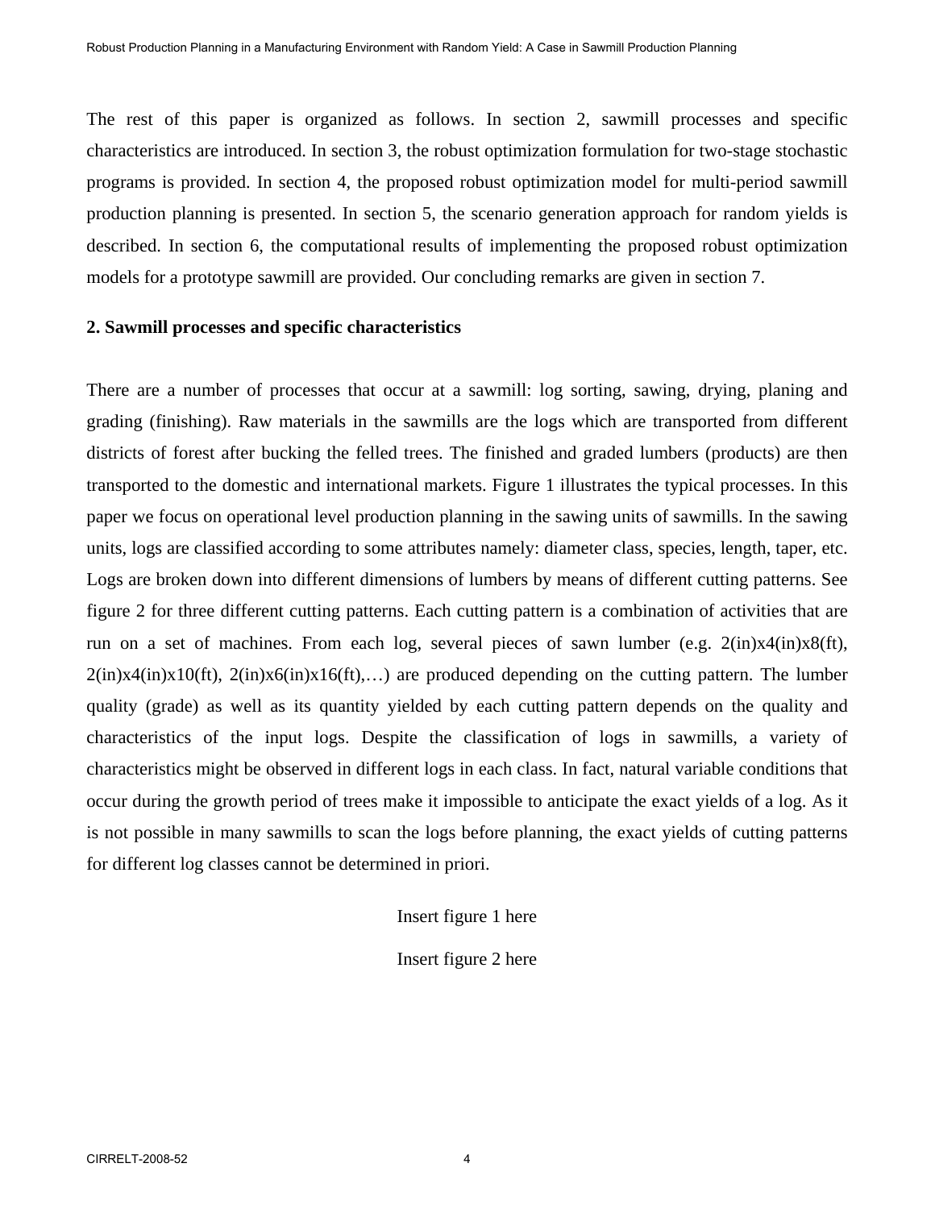The rest of this paper is organized as follows. In section 2, sawmill processes and specific characteristics are introduced. In section 3, the robust optimization formulation for two-stage stochastic programs is provided. In section 4, the proposed robust optimization model for multi-period sawmill production planning is presented. In section 5, the scenario generation approach for random yields is described. In section 6, the computational results of implementing the proposed robust optimization models for a prototype sawmill are provided. Our concluding remarks are given in section 7.

## 2. Sawmill processes and specific characteristics

There are a number of processes that occur at a sawmill: log sorting, sawing, drying, planing and grading (finishing). Raw materials in the sawmills are the logs which are transported from different districts of forest after bucking the felled trees. The finished and graded lumbers (products) are then transported to the domestic and international markets. Figure 1 illustrates the typical processes. In this paper we focus on operational level production planning in the sawing units of sawmills. In the sawing units, logs are classified according to some attributes namely: diameter class, species, length, taper, etc. Logs are broken down into different dimensions of lumbers by means of different cutting patterns. See figure 2 for three different cutting patterns. Each cutting pattern is a combination of activities that are run on a set of machines. From each log, several pieces of sawn lumber (e.g. 2(in)x4(in)x8(ft), 2(in)x4(in)x10(ft), 2(in)x6(in)x16(ft),…) are produced depending on the cutting pattern. The lumber quality (grade) as well as its quantity yielded by each cutting pattern depends on the quality and characteristics of the input logs. Despite the classification of logs in sawmills, a variety of characteristics might be observed in different logs in each class. In fact, natural variable conditions that occur during the growth period of trees make it impossible to anticipate the exact yields of a log. As it is not possible in many sawmills to scan the logs before planning, the exact yields of cutting patterns for different log classes cannot be determined in priori.

Insert figure 1 here

Insert figure 2 here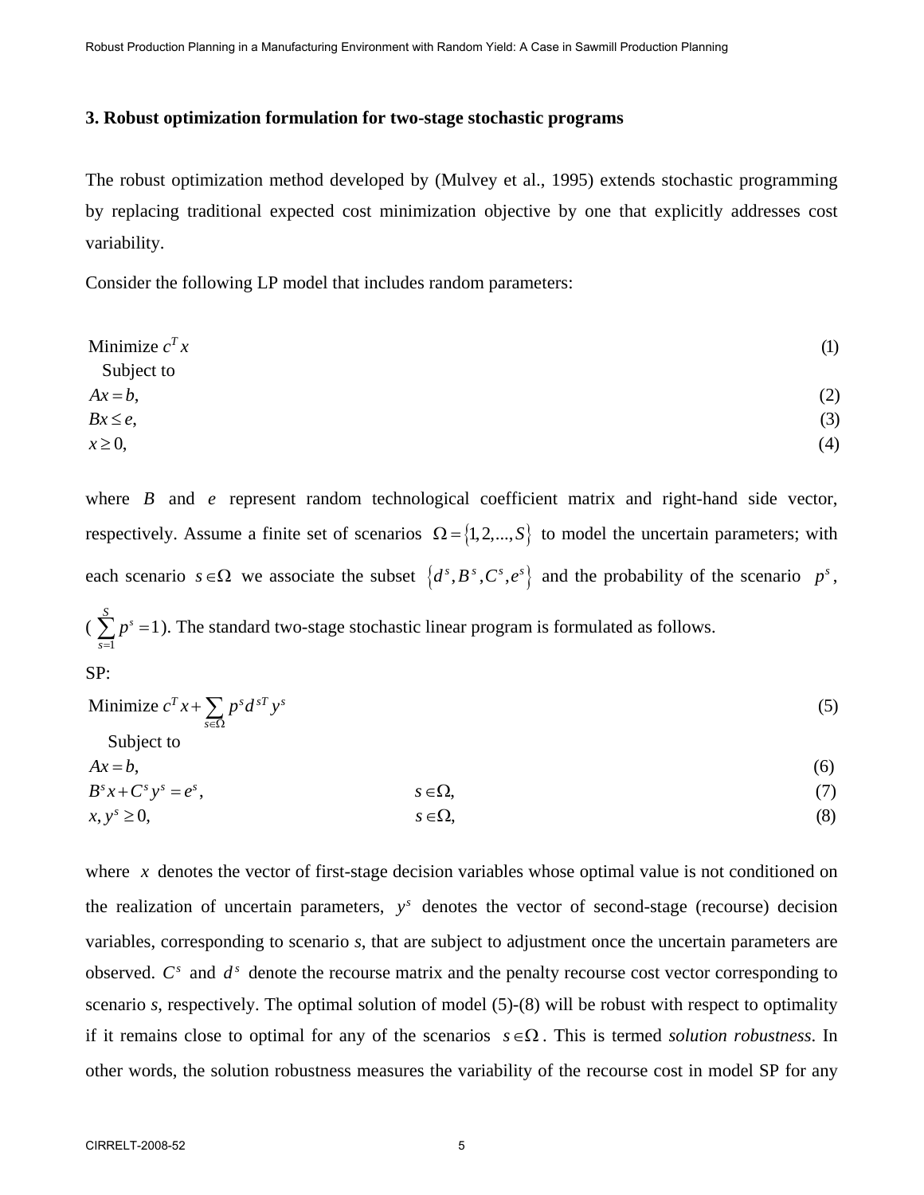### 3. Robust optimization formulation for two-stage stochastic programs

The robust optimization method developed by (Mulvey et al., 1995) extends stochastic programming by replacing traditional expected cost minimization objective by one that explicitly addresses cost variability.

Consider the following LP model that includes random parameters:

$$\text{Minimize } c^T x \tag{1}$$

Subject to

$$Ax = b, \tag{2}$$

$$Bx \leq e, \tag{3}$$

$$x \geq 0, \tag{4}$$

where $B$ and $e$ represent random technological coefficient matrix and right-hand side vector, respectively. Assume a finite set of scenarios $\Omega = \{1, 2, ..., S\}$ to model the uncertain parameters; with each scenario $s \in \Omega$ we associate the subset $\{d^s, B^s, C^s, e^s\}$ and the probability of the scenario $p^s$, ($\sum_{s=1}^{S} p^s = 1$). The standard two-stage stochastic linear program is formulated as follows.

SP:

$$\text{Minimize } c^T x + \sum_{s \in \Omega} p^s d^{sT} y^s \tag{5}$$

Subject to

$$Ax = b, \tag{6}$$

$$B^s x + C^s y^s = e^s, \qquad s \in \Omega, \tag{7}$$

$$x, y^s \geq 0, \qquad s \in \Omega, \tag{8}$$

where $x$ denotes the vector of first-stage decision variables whose optimal value is not conditioned on the realization of uncertain parameters, $y^s$ denotes the vector of second-stage (recourse) decision variables, corresponding to scenario *s*, that are subject to adjustment once the uncertain parameters are observed. $C^s$ and $d^s$ denote the recourse matrix and the penalty recourse cost vector corresponding to scenario *s*, respectively. The optimal solution of model (5)-(8) will be robust with respect to optimality if it remains close to optimal for any of the scenarios $s \in \Omega$. This is termed *solution robustness*. In other words, the solution robustness measures the variability of the recourse cost in model SP for any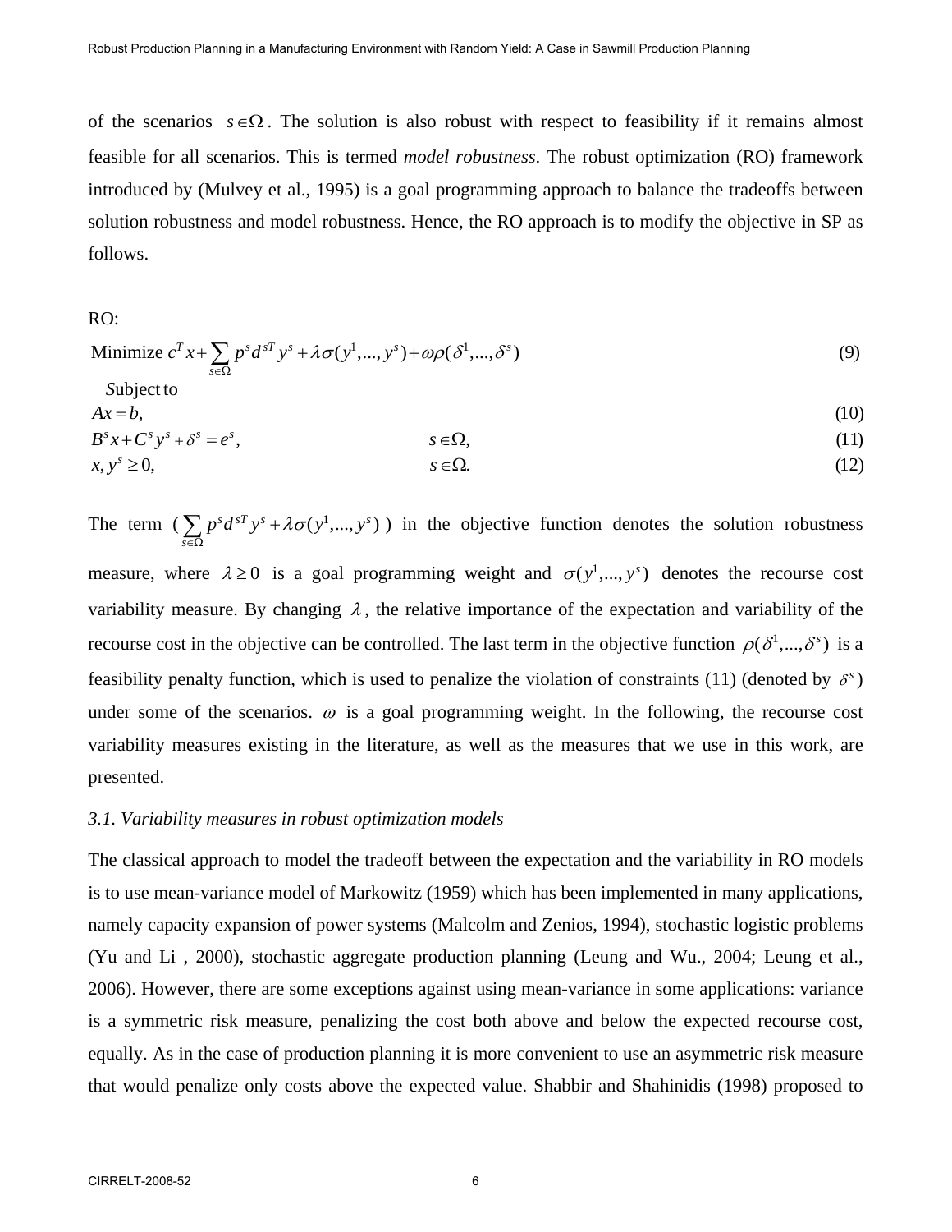of the scenarios $s \in \Omega$. The solution is also robust with respect to feasibility if it remains almost feasible for all scenarios. This is termed *model robustness*. The robust optimization (RO) framework introduced by (Mulvey et al., 1995) is a goal programming approach to balance the tradeoffs between solution robustness and model robustness. Hence, the RO approach is to modify the objective in SP as follows.

RO:

$$\text{Minimize } c^T x + \sum_{s \in \Omega} p^s d^{sT} y^s + \lambda \sigma(y^1, ..., y^s) + \omega \rho(\delta^1, ..., \delta^s) \tag{9}$$

Subject to

$$Ax = b, \tag{10}$$

$$B^s x + C^s y^s + \delta^s = e^s, \qquad s \in \Omega, \tag{11}$$

$$x, y^s \geq 0, \qquad s \in \Omega. \tag{12}$$

The term $\left(\sum_{s \in \Omega} p^s d^{sT} y^s + \lambda \sigma(y^1, ..., y^s)\right)$ in the objective function denotes the solution robustness measure, where $\lambda \geq 0$ is a goal programming weight and $\sigma(y^1, ..., y^s)$ denotes the recourse cost variability measure. By changing $\lambda$, the relative importance of the expectation and variability of the recourse cost in the objective can be controlled. The last term in the objective function $\rho(\delta^1, ..., \delta^s)$ is a feasibility penalty function, which is used to penalize the violation of constraints (11) (denoted by $\delta^s$) under some of the scenarios. $\omega$ is a goal programming weight. In the following, the recourse cost variability measures existing in the literature, as well as the measures that we use in this work, are presented.

### *3.1. Variability measures in robust optimization models*

The classical approach to model the tradeoff between the expectation and the variability in RO models is to use mean-variance model of Markowitz (1959) which has been implemented in many applications, namely capacity expansion of power systems (Malcolm and Zenios, 1994), stochastic logistic problems (Yu and Li , 2000), stochastic aggregate production planning (Leung and Wu., 2004; Leung et al., 2006). However, there are some exceptions against using mean-variance in some applications: variance is a symmetric risk measure, penalizing the cost both above and below the expected recourse cost, equally. As in the case of production planning it is more convenient to use an asymmetric risk measure that would penalize only costs above the expected value. Shabbir and Shahinidis (1998) proposed to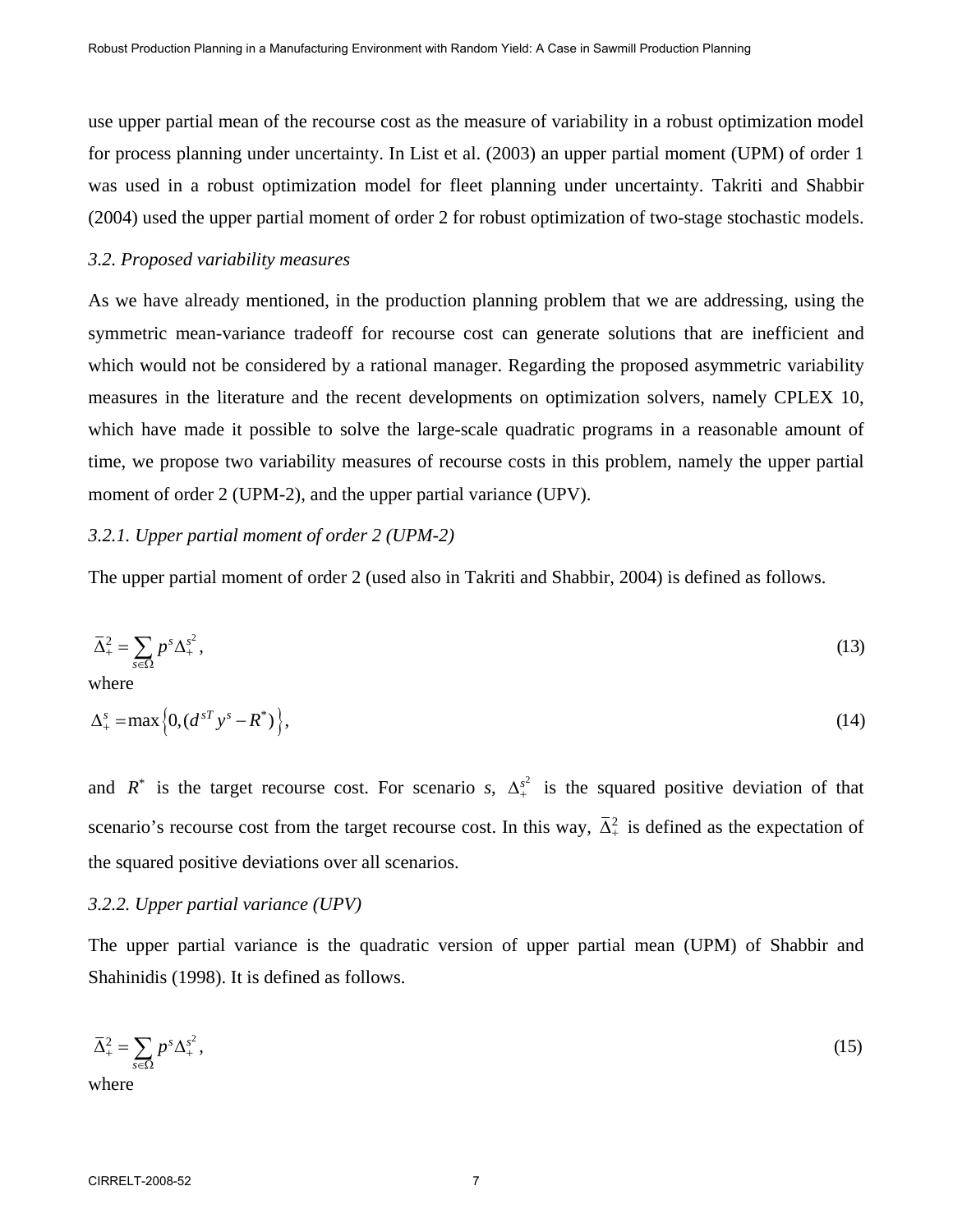use upper partial mean of the recourse cost as the measure of variability in a robust optimization model for process planning under uncertainty. In List et al. (2003) an upper partial moment (UPM) of order 1 was used in a robust optimization model for fleet planning under uncertainty. Takriti and Shabbir (2004) used the upper partial moment of order 2 for robust optimization of two-stage stochastic models.

### *3.2. Proposed variability measures*

As we have already mentioned, in the production planning problem that we are addressing, using the symmetric mean-variance tradeoff for recourse cost can generate solutions that are inefficient and which would not be considered by a rational manager. Regarding the proposed asymmetric variability measures in the literature and the recent developments on optimization solvers, namely CPLEX 10, which have made it possible to solve the large-scale quadratic programs in a reasonable amount of time, we propose two variability measures of recourse costs in this problem, namely the upper partial moment of order 2 (UPM-2), and the upper partial variance (UPV).

#### *3.2.1. Upper partial moment of order 2 (UPM-2)*

The upper partial moment of order 2 (used also in Takriti and Shabbir, 2004) is defined as follows.

$$\bar{\Delta}_{+}^{2} = \sum_{s \in \Omega} p^{s} \Delta_{+}^{s^2}, \tag{13}$$

where

$$\Delta_{+}^{s} = \max\left\{0, (d^{sT} y^{s} - R^{*})\right\}, \tag{14}$$

and $R^*$ is the target recourse cost. For scenario *s*, $\Delta_{+}^{s^2}$ is the squared positive deviation of that scenario's recourse cost from the target recourse cost. In this way, $\bar{\Delta}_{+}^{2}$ is defined as the expectation of the squared positive deviations over all scenarios.

#### *3.2.2. Upper partial variance (UPV)*

The upper partial variance is the quadratic version of upper partial mean (UPM) of Shabbir and Shahinidis (1998). It is defined as follows.

$$\bar{\Delta}_{+}^{2} = \sum_{s \in \Omega} p^{s} \Delta_{+}^{s^2}, \tag{15}$$

where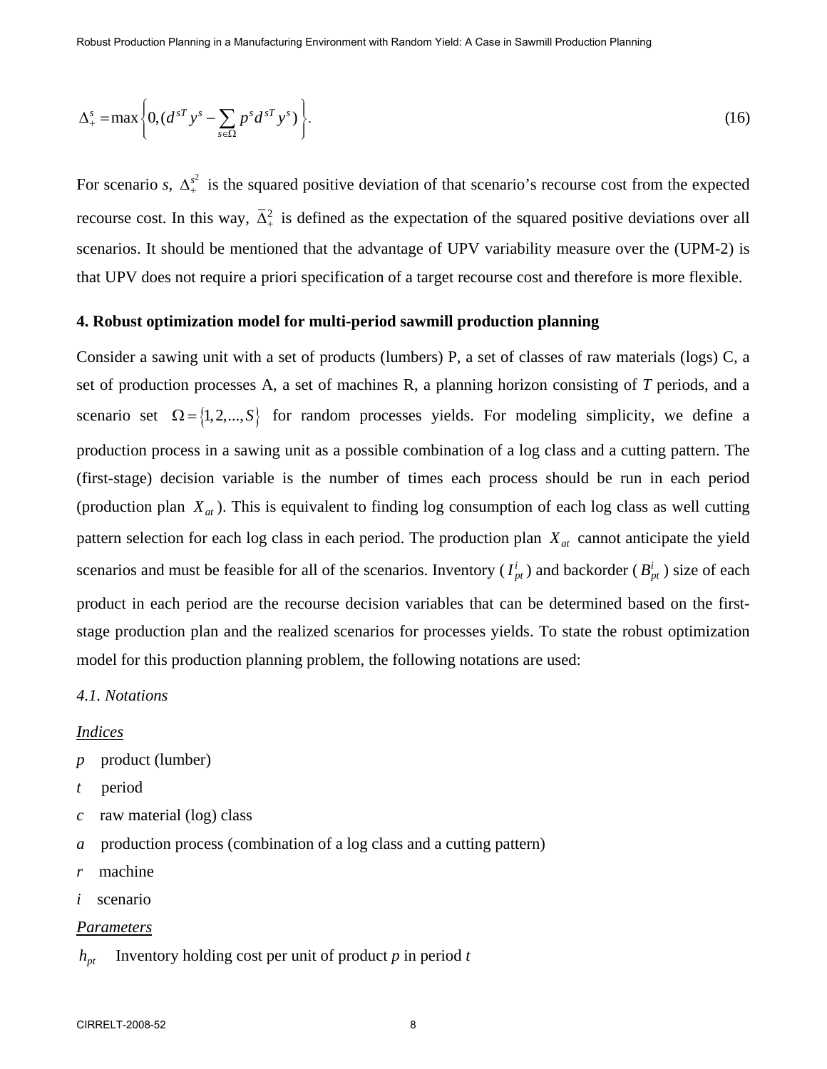$$\Delta_+^s = \max\left\{0, (d^{sT} y^s - \sum_{s \in \Omega} p^s d^{sT} y^s)\right\}. \tag{16}$$

For scenario *s*, $\Delta_+^{s^2}$ is the squared positive deviation of that scenario's recourse cost from the expected recourse cost. In this way, $\bar{\Delta}_+^2$ is defined as the expectation of the squared positive deviations over all scenarios. It should be mentioned that the advantage of UPV variability measure over the (UPM-2) is that UPV does not require a priori specification of a target recourse cost and therefore is more flexible.

## 4. Robust optimization model for multi-period sawmill production planning

Consider a sawing unit with a set of products (lumbers) P, a set of classes of raw materials (logs) C, a set of production processes A, a set of machines R, a planning horizon consisting of *T* periods, and a scenario set $\Omega = \{1, 2, ..., S\}$ for random processes yields. For modeling simplicity, we define a production process in a sawing unit as a possible combination of a log class and a cutting pattern. The (first-stage) decision variable is the number of times each process should be run in each period (production plan $X_{at}$). This is equivalent to finding log consumption of each log class as well cutting pattern selection for each log class in each period. The production plan $X_{at}$ cannot anticipate the yield scenarios and must be feasible for all of the scenarios. Inventory ($I_{pt}^i$) and backorder ($B_{pt}^i$) size of each product in each period are the recourse decision variables that can be determined based on the first-stage production plan and the realized scenarios for processes yields. To state the robust optimization model for this production planning problem, the following notations are used:

### *4.1. Notations*

*Indices*

*p* product (lumber)

*t* period

*c* raw material (log) class

*a* production process (combination of a log class and a cutting pattern)

*r* machine

*i* scenario

*Parameters*

$h_{pt}$ Inventory holding cost per unit of product *p* in period *t*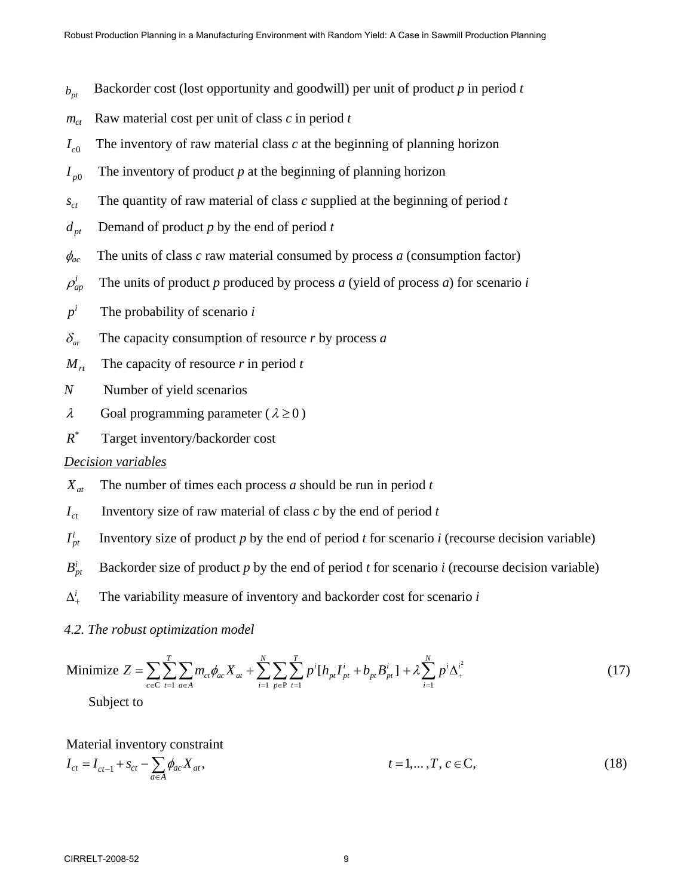$b_{pt}$ Backorder cost (lost opportunity and goodwill) per unit of product *p* in period *t*

$m_{ct}$ Raw material cost per unit of class *c* in period *t*

$I_{c0}$ The inventory of raw material class *c* at the beginning of planning horizon

$I_{p0}$ The inventory of product *p* at the beginning of planning horizon

$s_{ct}$ The quantity of raw material of class *c* supplied at the beginning of period *t*

$d_{pt}$ Demand of product *p* by the end of period *t*

$\phi_{ac}$ The units of class *c* raw material consumed by process *a* (consumption factor)

$\rho^i_{ap}$ The units of product *p* produced by process *a* (yield of process *a*) for scenario *i*

$p^i$ The probability of scenario *i*

$\delta_{ar}$ The capacity consumption of resource *r* by process *a*

$M_{rt}$ The capacity of resource *r* in period *t*

$N$ Number of yield scenarios

$\lambda$ Goal programming parameter ( $\lambda \geq 0$ )

$R^*$ Target inventory/backorder cost

*Decision variables*

$X_{at}$ The number of times each process *a* should be run in period *t*

$I_{ct}$ Inventory size of raw material of class *c* by the end of period *t*

$I^i_{pt}$ Inventory size of product *p* by the end of period *t* for scenario *i* (recourse decision variable)

$B^i_{pt}$ Backorder size of product *p* by the end of period *t* for scenario *i* (recourse decision variable)

$\Delta^i_+$ The variability measure of inventory and backorder cost for scenario *i*

### *4.2. The robust optimization model*

$$\text{Minimize } Z = \sum_{c \in \mathrm{C}} \sum_{t=1}^{T} \sum_{a \in A} m_{ct} \phi_{ac} X_{at} + \sum_{i=1}^{N} \sum_{p \in \mathrm{P}} \sum_{t=1}^{T} p^i [h_{pt} I^i_{pt} + b_{pt} B^i_{pt}] + \lambda \sum_{i=1}^{N} p^i \Delta^{i^2}_+ \tag{17}$$

Subject to

Material inventory constraint

$$I_{ct} = I_{ct-1} + s_{ct} - \sum_{a \in A} \phi_{ac} X_{at}, \qquad t = 1, \ldots, T,\ c \in \mathrm{C}, \tag{18}$$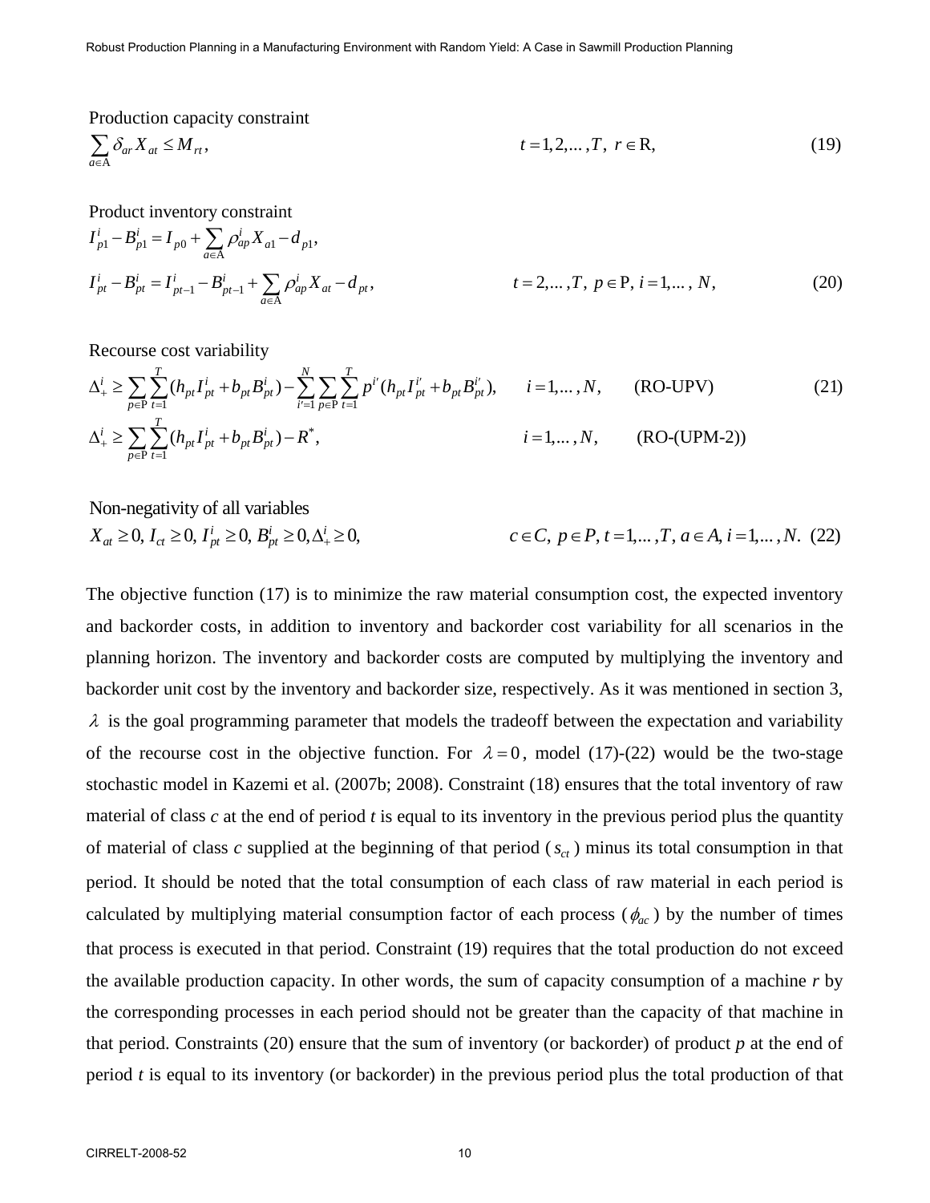Production capacity constraint

$$\sum_{a \in \mathrm{A}} \delta_{ar} X_{at} \leq M_{rt}, \qquad t = 1, 2, \ldots, T, \; r \in \mathrm{R}, \tag{19}$$

Product inventory constraint

$$I_{p1}^{i} - B_{p1}^{i} = I_{p0} + \sum_{a \in \mathrm{A}} \rho_{ap}^{i} X_{a1} - d_{p1},$$

$$I_{pt}^{i} - B_{pt}^{i} = I_{pt-1}^{i} - B_{pt-1}^{i} + \sum_{a \in \mathrm{A}} \rho_{ap}^{i} X_{at} - d_{pt}, \qquad t = 2, \ldots, T, \; p \in \mathrm{P}, \; i = 1, \ldots, N, \tag{20}$$

Recourse cost variability

$$\Delta_{+}^{i} \geq \sum_{p \in \mathrm{P}} \sum_{t=1}^{T} (h_{pt} I_{pt}^{i} + b_{pt} B_{pt}^{i}) - \sum_{i'=1}^{N} \sum_{p \in \mathrm{P}} \sum_{t=1}^{T} p^{i'} (h_{pt} I_{pt}^{i'} + b_{pt} B_{pt}^{i'}), \qquad i = 1, \ldots, N, \qquad \text{(RO-UPV)} \tag{21}$$

$$\Delta_{+}^{i} \geq \sum_{p \in \mathrm{P}} \sum_{t=1}^{T} (h_{pt} I_{pt}^{i} + b_{pt} B_{pt}^{i}) - R^{*}, \qquad i = 1, \ldots, N, \qquad \text{(RO-(UPM-2))}$$

Non-negativity of all variables

$$X_{at} \geq 0, \; I_{ct} \geq 0, \; I_{pt}^{i} \geq 0, \; B_{pt}^{i} \geq 0, \Delta_{+}^{i} \geq 0, \qquad c \in C, \; p \in P, \; t = 1, \ldots, T, \; a \in A, \; i = 1, \ldots, N. \tag{22}$$

The objective function (17) is to minimize the raw material consumption cost, the expected inventory and backorder costs, in addition to inventory and backorder cost variability for all scenarios in the planning horizon. The inventory and backorder costs are computed by multiplying the inventory and backorder unit cost by the inventory and backorder size, respectively. As it was mentioned in section 3, $\lambda$ is the goal programming parameter that models the tradeoff between the expectation and variability of the recourse cost in the objective function. For $\lambda = 0$, model (17)-(22) would be the two-stage stochastic model in Kazemi et al. (2007b; 2008). Constraint (18) ensures that the total inventory of raw material of class $c$ at the end of period $t$ is equal to its inventory in the previous period plus the quantity of material of class $c$ supplied at the beginning of that period ($s_{ct}$) minus its total consumption in that period. It should be noted that the total consumption of each class of raw material in each period is calculated by multiplying material consumption factor of each process ($\phi_{ac}$) by the number of times that process is executed in that period. Constraint (19) requires that the total production do not exceed the available production capacity. In other words, the sum of capacity consumption of a machine $r$ by the corresponding processes in each period should not be greater than the capacity of that machine in that period. Constraints (20) ensure that the sum of inventory (or backorder) of product $p$ at the end of period $t$ is equal to its inventory (or backorder) in the previous period plus the total production of that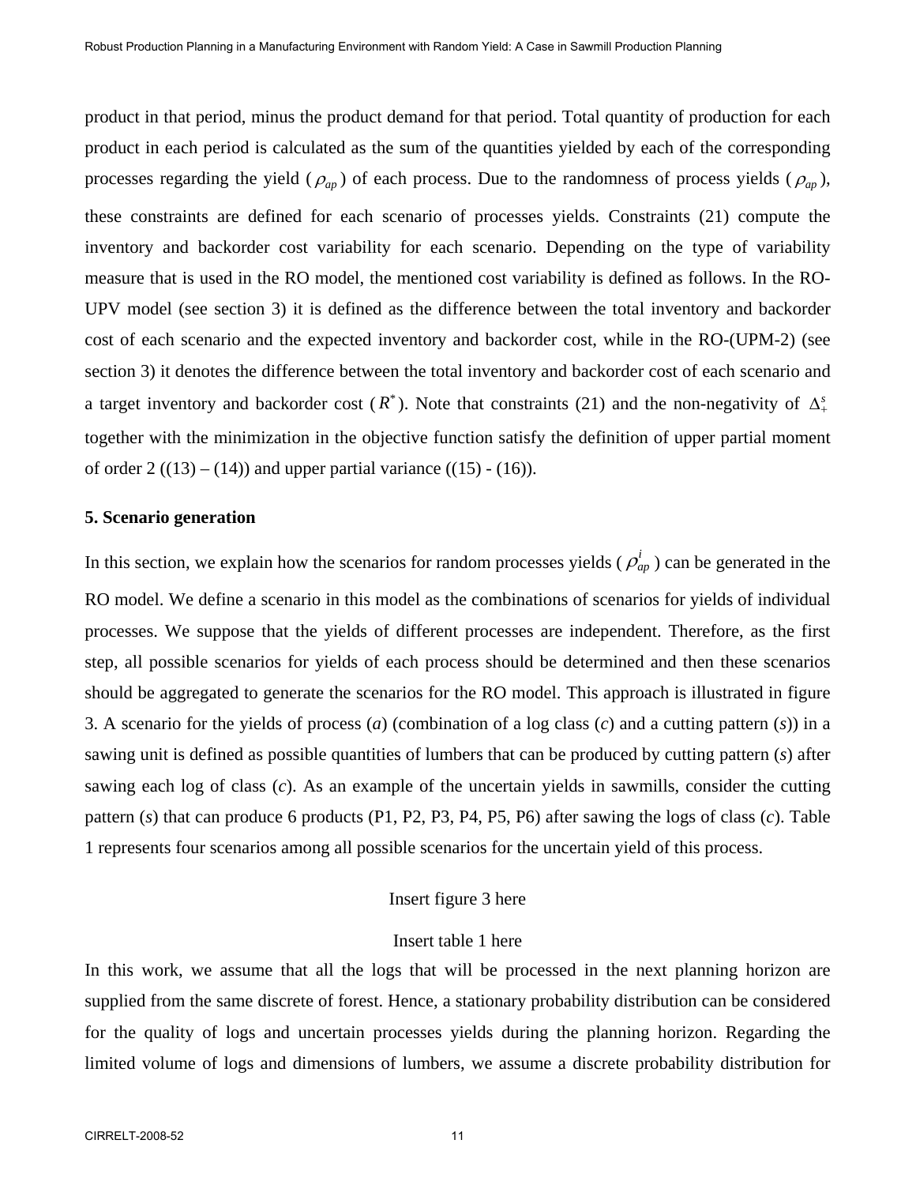product in that period, minus the product demand for that period. Total quantity of production for each product in each period is calculated as the sum of the quantities yielded by each of the corresponding processes regarding the yield ($\rho_{ap}$) of each process. Due to the randomness of process yields ($\rho_{ap}$), these constraints are defined for each scenario of processes yields. Constraints (21) compute the inventory and backorder cost variability for each scenario. Depending on the type of variability measure that is used in the RO model, the mentioned cost variability is defined as follows. In the RO-UPV model (see section 3) it is defined as the difference between the total inventory and backorder cost of each scenario and the expected inventory and backorder cost, while in the RO-(UPM-2) (see section 3) it denotes the difference between the total inventory and backorder cost of each scenario and a target inventory and backorder cost ($R^*$). Note that constraints (21) and the non-negativity of $\Delta_+^s$ together with the minimization in the objective function satisfy the definition of upper partial moment of order 2 ((13) – (14)) and upper partial variance ((15) - (16)).

## 5. Scenario generation

In this section, we explain how the scenarios for random processes yields ($\rho_{ap}^i$) can be generated in the RO model. We define a scenario in this model as the combinations of scenarios for yields of individual processes. We suppose that the yields of different processes are independent. Therefore, as the first step, all possible scenarios for yields of each process should be determined and then these scenarios should be aggregated to generate the scenarios for the RO model. This approach is illustrated in figure 3. A scenario for the yields of process (*a*) (combination of a log class (*c*) and a cutting pattern (*s*)) in a sawing unit is defined as possible quantities of lumbers that can be produced by cutting pattern (*s*) after sawing each log of class (*c*). As an example of the uncertain yields in sawmills, consider the cutting pattern (*s*) that can produce 6 products (P1, P2, P3, P4, P5, P6) after sawing the logs of class (*c*). Table 1 represents four scenarios among all possible scenarios for the uncertain yield of this process.

Insert figure 3 here

Insert table 1 here

In this work, we assume that all the logs that will be processed in the next planning horizon are supplied from the same discrete of forest. Hence, a stationary probability distribution can be considered for the quality of logs and uncertain processes yields during the planning horizon. Regarding the limited volume of logs and dimensions of lumbers, we assume a discrete probability distribution for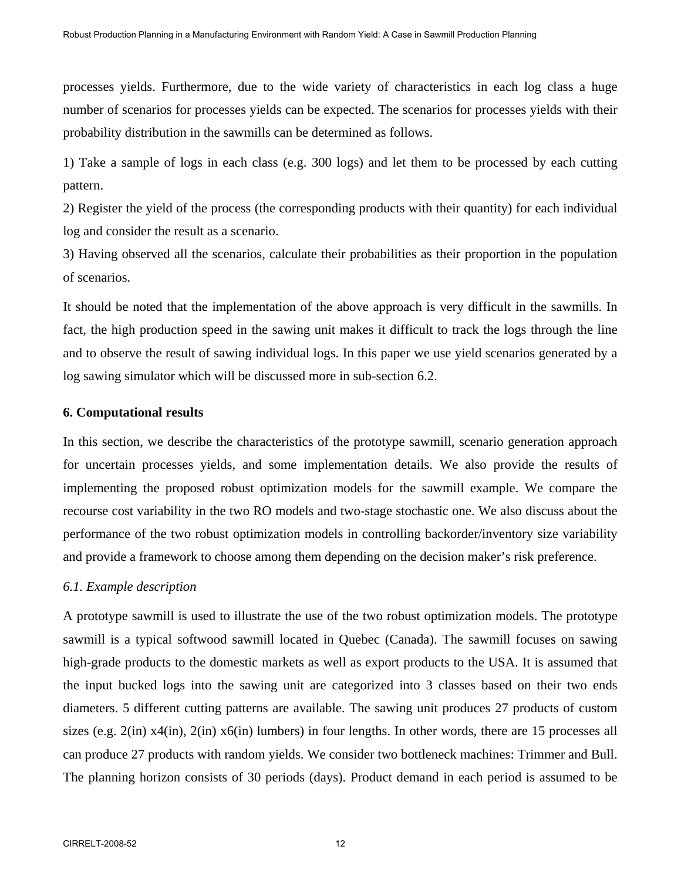processes yields. Furthermore, due to the wide variety of characteristics in each log class a huge number of scenarios for processes yields can be expected. The scenarios for processes yields with their probability distribution in the sawmills can be determined as follows.

1) Take a sample of logs in each class (e.g. 300 logs) and let them to be processed by each cutting pattern.
2) Register the yield of the process (the corresponding products with their quantity) for each individual log and consider the result as a scenario.
3) Having observed all the scenarios, calculate their probabilities as their proportion in the population of scenarios.

It should be noted that the implementation of the above approach is very difficult in the sawmills. In fact, the high production speed in the sawing unit makes it difficult to track the logs through the line and to observe the result of sawing individual logs. In this paper we use yield scenarios generated by a log sawing simulator which will be discussed more in sub-section 6.2.

## 6. Computational results

In this section, we describe the characteristics of the prototype sawmill, scenario generation approach for uncertain processes yields, and some implementation details. We also provide the results of implementing the proposed robust optimization models for the sawmill example. We compare the recourse cost variability in the two RO models and two-stage stochastic one. We also discuss about the performance of the two robust optimization models in controlling backorder/inventory size variability and provide a framework to choose among them depending on the decision maker's risk preference.

### *6.1. Example description*

A prototype sawmill is used to illustrate the use of the two robust optimization models. The prototype sawmill is a typical softwood sawmill located in Quebec (Canada). The sawmill focuses on sawing high-grade products to the domestic markets as well as export products to the USA. It is assumed that the input bucked logs into the sawing unit are categorized into 3 classes based on their two ends diameters. 5 different cutting patterns are available. The sawing unit produces 27 products of custom sizes (e.g. 2(in) x4(in), 2(in) x6(in) lumbers) in four lengths. In other words, there are 15 processes all can produce 27 products with random yields. We consider two bottleneck machines: Trimmer and Bull. The planning horizon consists of 30 periods (days). Product demand in each period is assumed to be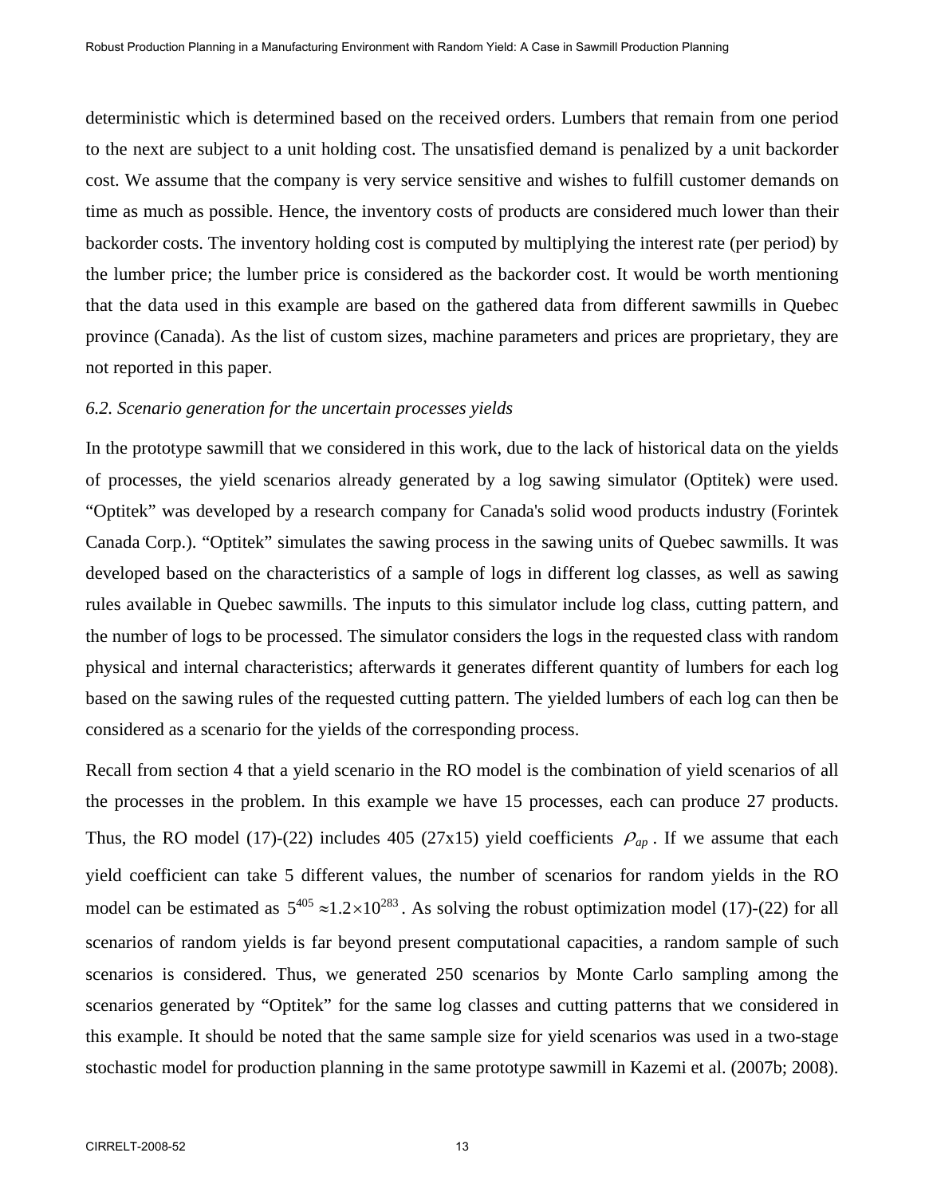deterministic which is determined based on the received orders. Lumbers that remain from one period to the next are subject to a unit holding cost. The unsatisfied demand is penalized by a unit backorder cost. We assume that the company is very service sensitive and wishes to fulfill customer demands on time as much as possible. Hence, the inventory costs of products are considered much lower than their backorder costs. The inventory holding cost is computed by multiplying the interest rate (per period) by the lumber price; the lumber price is considered as the backorder cost. It would be worth mentioning that the data used in this example are based on the gathered data from different sawmills in Quebec province (Canada). As the list of custom sizes, machine parameters and prices are proprietary, they are not reported in this paper.

### *6.2. Scenario generation for the uncertain processes yields*

In the prototype sawmill that we considered in this work, due to the lack of historical data on the yields of processes, the yield scenarios already generated by a log sawing simulator (Optitek) were used. "Optitek" was developed by a research company for Canada's solid wood products industry (Forintek Canada Corp.). "Optitek" simulates the sawing process in the sawing units of Quebec sawmills. It was developed based on the characteristics of a sample of logs in different log classes, as well as sawing rules available in Quebec sawmills. The inputs to this simulator include log class, cutting pattern, and the number of logs to be processed. The simulator considers the logs in the requested class with random physical and internal characteristics; afterwards it generates different quantity of lumbers for each log based on the sawing rules of the requested cutting pattern. The yielded lumbers of each log can then be considered as a scenario for the yields of the corresponding process.

Recall from section 4 that a yield scenario in the RO model is the combination of yield scenarios of all the processes in the problem. In this example we have 15 processes, each can produce 27 products. Thus, the RO model (17)-(22) includes 405 (27x15) yield coefficients $\rho_{ap}$. If we assume that each yield coefficient can take 5 different values, the number of scenarios for random yields in the RO model can be estimated as $5^{405} \approx 1.2 \times 10^{283}$. As solving the robust optimization model (17)-(22) for all scenarios of random yields is far beyond present computational capacities, a random sample of such scenarios is considered. Thus, we generated 250 scenarios by Monte Carlo sampling among the scenarios generated by "Optitek" for the same log classes and cutting patterns that we considered in this example. It should be noted that the same sample size for yield scenarios was used in a two-stage stochastic model for production planning in the same prototype sawmill in Kazemi et al. (2007b; 2008).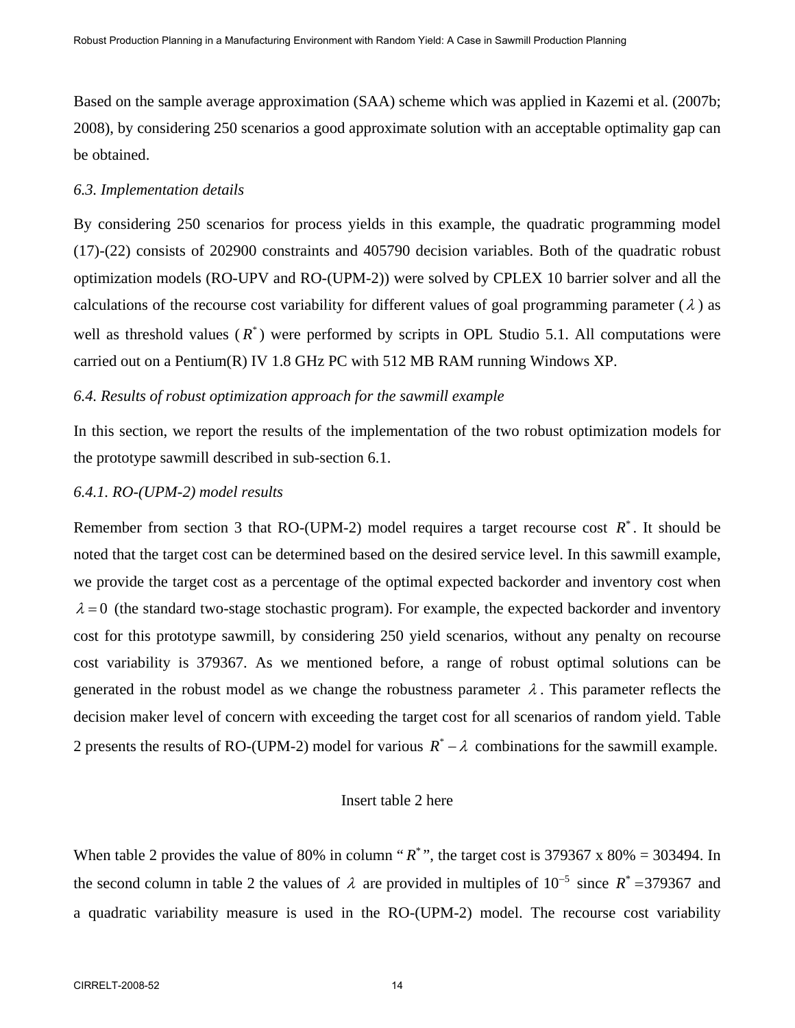Based on the sample average approximation (SAA) scheme which was applied in Kazemi et al. (2007b; 2008), by considering 250 scenarios a good approximate solution with an acceptable optimality gap can be obtained.

### *6.3. Implementation details*

By considering 250 scenarios for process yields in this example, the quadratic programming model (17)-(22) consists of 202900 constraints and 405790 decision variables. Both of the quadratic robust optimization models (RO-UPV and RO-(UPM-2)) were solved by CPLEX 10 barrier solver and all the calculations of the recourse cost variability for different values of goal programming parameter ($\lambda$) as well as threshold values ($R^*$) were performed by scripts in OPL Studio 5.1. All computations were carried out on a Pentium(R) IV 1.8 GHz PC with 512 MB RAM running Windows XP.

### *6.4. Results of robust optimization approach for the sawmill example*

In this section, we report the results of the implementation of the two robust optimization models for the prototype sawmill described in sub-section 6.1.

#### *6.4.1. RO-(UPM-2) model results*

Remember from section 3 that RO-(UPM-2) model requires a target recourse cost $R^*$. It should be noted that the target cost can be determined based on the desired service level. In this sawmill example, we provide the target cost as a percentage of the optimal expected backorder and inventory cost when $\lambda = 0$ (the standard two-stage stochastic program). For example, the expected backorder and inventory cost for this prototype sawmill, by considering 250 yield scenarios, without any penalty on recourse cost variability is 379367. As we mentioned before, a range of robust optimal solutions can be generated in the robust model as we change the robustness parameter $\lambda$. This parameter reflects the decision maker level of concern with exceeding the target cost for all scenarios of random yield. Table 2 presents the results of RO-(UPM-2) model for various $R^* - \lambda$ combinations for the sawmill example.

Insert table 2 here

When table 2 provides the value of 80% in column "$R^*$", the target cost is 379367 x 80% = 303494. In the second column in table 2 the values of $\lambda$ are provided in multiples of $10^{-5}$ since $R^* = 379367$ and a quadratic variability measure is used in the RO-(UPM-2) model. The recourse cost variability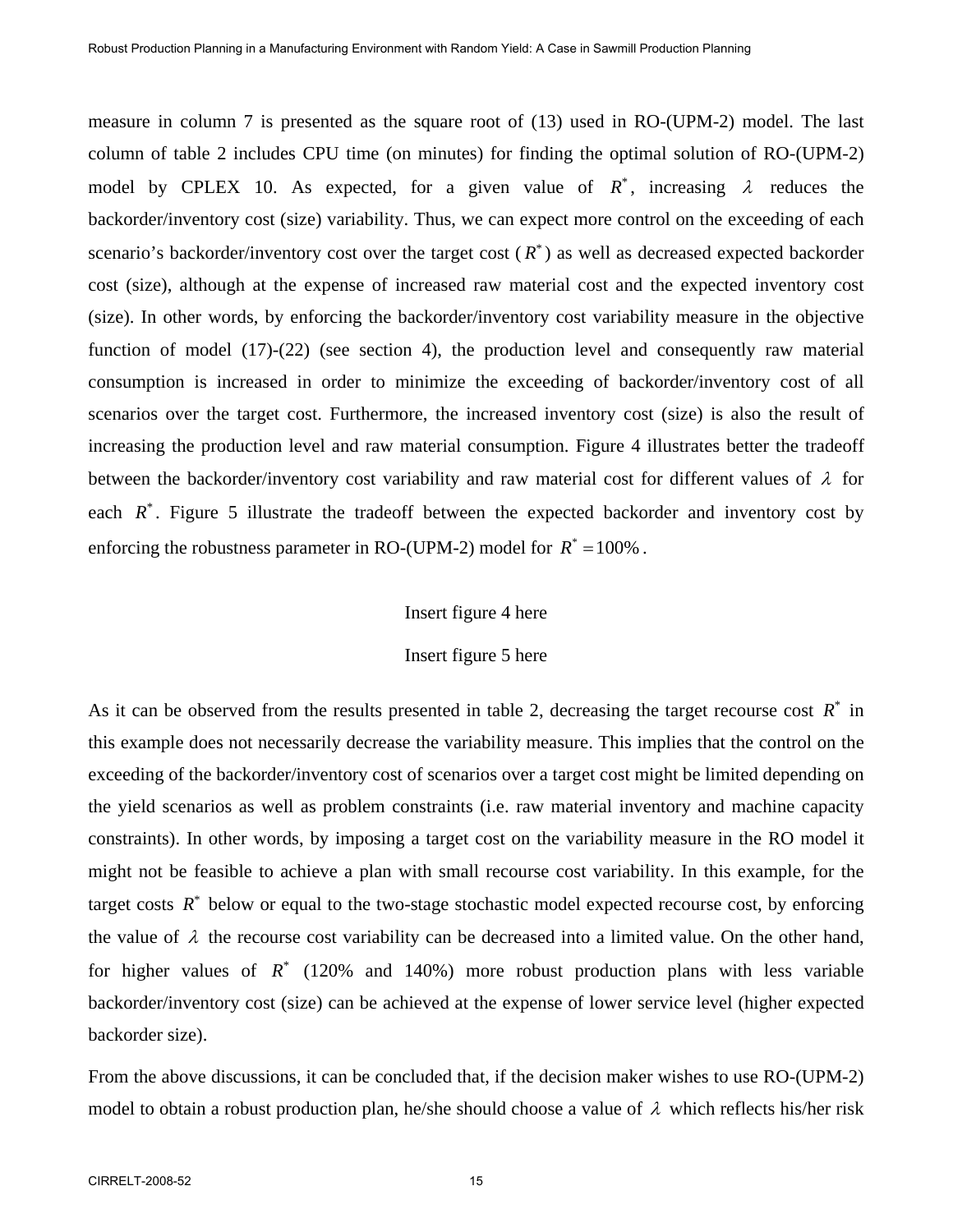measure in column 7 is presented as the square root of (13) used in RO-(UPM-2) model. The last column of table 2 includes CPU time (on minutes) for finding the optimal solution of RO-(UPM-2) model by CPLEX 10. As expected, for a given value of $R^*$, increasing $\lambda$ reduces the backorder/inventory cost (size) variability. Thus, we can expect more control on the exceeding of each scenario's backorder/inventory cost over the target cost ($R^*$) as well as decreased expected backorder cost (size), although at the expense of increased raw material cost and the expected inventory cost (size). In other words, by enforcing the backorder/inventory cost variability measure in the objective function of model (17)-(22) (see section 4), the production level and consequently raw material consumption is increased in order to minimize the exceeding of backorder/inventory cost of all scenarios over the target cost. Furthermore, the increased inventory cost (size) is also the result of increasing the production level and raw material consumption. Figure 4 illustrates better the tradeoff between the backorder/inventory cost variability and raw material cost for different values of $\lambda$ for each $R^*$. Figure 5 illustrate the tradeoff between the expected backorder and inventory cost by enforcing the robustness parameter in RO-(UPM-2) model for $R^* = 100\%$.

Insert figure 4 here

Insert figure 5 here

As it can be observed from the results presented in table 2, decreasing the target recourse cost $R^*$ in this example does not necessarily decrease the variability measure. This implies that the control on the exceeding of the backorder/inventory cost of scenarios over a target cost might be limited depending on the yield scenarios as well as problem constraints (i.e. raw material inventory and machine capacity constraints). In other words, by imposing a target cost on the variability measure in the RO model it might not be feasible to achieve a plan with small recourse cost variability. In this example, for the target costs $R^*$ below or equal to the two-stage stochastic model expected recourse cost, by enforcing the value of $\lambda$ the recourse cost variability can be decreased into a limited value. On the other hand, for higher values of $R^*$ (120% and 140%) more robust production plans with less variable backorder/inventory cost (size) can be achieved at the expense of lower service level (higher expected backorder size).

From the above discussions, it can be concluded that, if the decision maker wishes to use RO-(UPM-2) model to obtain a robust production plan, he/she should choose a value of $\lambda$ which reflects his/her risk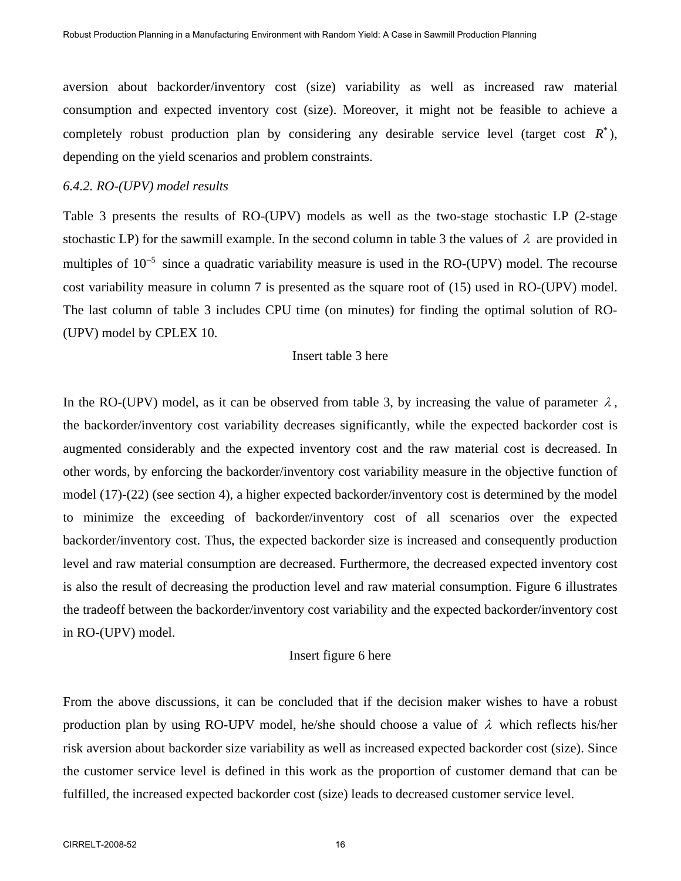aversion about backorder/inventory cost (size) variability as well as increased raw material consumption and expected inventory cost (size). Moreover, it might not be feasible to achieve a completely robust production plan by considering any desirable service level (target cost $R^*$), depending on the yield scenarios and problem constraints.

*6.4.2. RO-(UPV) model results*

Table 3 presents the results of RO-(UPV) models as well as the two-stage stochastic LP (2-stage stochastic LP) for the sawmill example. In the second column in table 3 the values of $\lambda$ are provided in multiples of $10^{-5}$ since a quadratic variability measure is used in the RO-(UPV) model. The recourse cost variability measure in column 7 is presented as the square root of (15) used in RO-(UPV) model. The last column of table 3 includes CPU time (on minutes) for finding the optimal solution of RO-(UPV) model by CPLEX 10.

Insert table 3 here

In the RO-(UPV) model, as it can be observed from table 3, by increasing the value of parameter $\lambda$, the backorder/inventory cost variability decreases significantly, while the expected backorder cost is augmented considerably and the expected inventory cost and the raw material cost is decreased. In other words, by enforcing the backorder/inventory cost variability measure in the objective function of model (17)-(22) (see section 4), a higher expected backorder/inventory cost is determined by the model to minimize the exceeding of backorder/inventory cost of all scenarios over the expected backorder/inventory cost. Thus, the expected backorder size is increased and consequently production level and raw material consumption are decreased. Furthermore, the decreased expected inventory cost is also the result of decreasing the production level and raw material consumption. Figure 6 illustrates the tradeoff between the backorder/inventory cost variability and the expected backorder/inventory cost in RO-(UPV) model.

Insert figure 6 here

From the above discussions, it can be concluded that if the decision maker wishes to have a robust production plan by using RO-UPV model, he/she should choose a value of $\lambda$ which reflects his/her risk aversion about backorder size variability as well as increased expected backorder cost (size). Since the customer service level is defined in this work as the proportion of customer demand that can be fulfilled, the increased expected backorder cost (size) leads to decreased customer service level.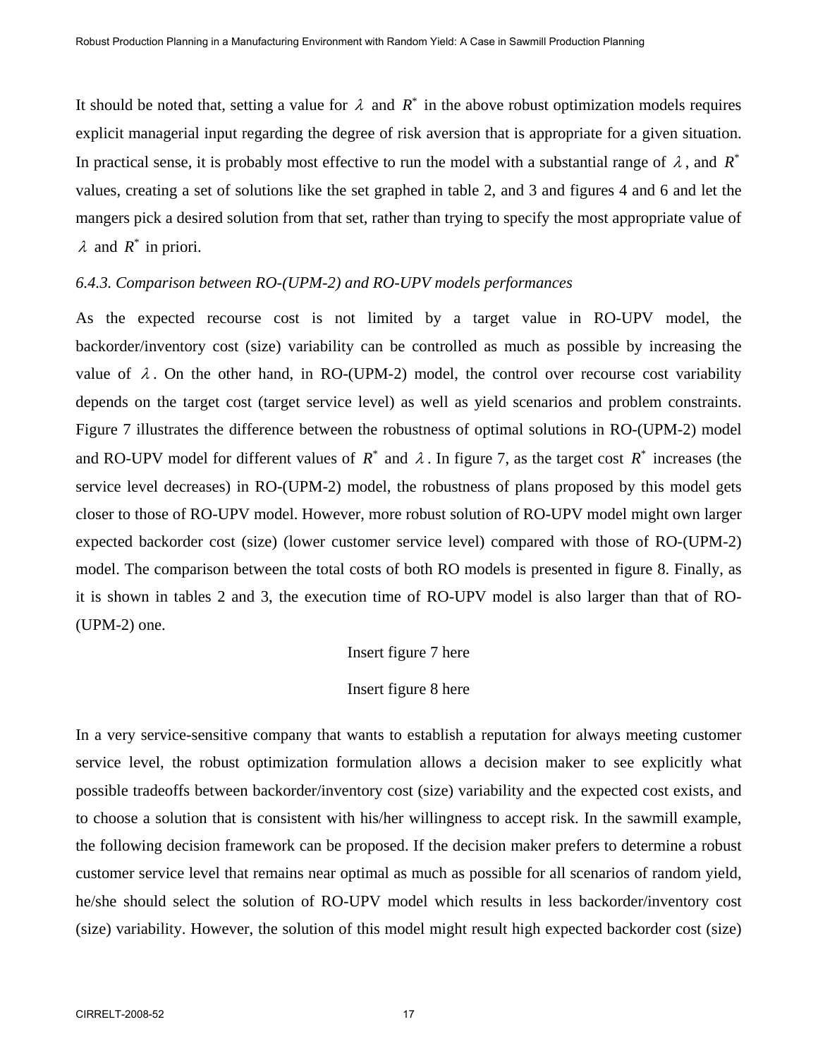It should be noted that, setting a value for $\lambda$ and $R^*$ in the above robust optimization models requires explicit managerial input regarding the degree of risk aversion that is appropriate for a given situation. In practical sense, it is probably most effective to run the model with a substantial range of $\lambda$, and $R^*$ values, creating a set of solutions like the set graphed in table 2, and 3 and figures 4 and 6 and let the mangers pick a desired solution from that set, rather than trying to specify the most appropriate value of $\lambda$ and $R^*$ in priori.

*6.4.3. Comparison between RO-(UPM-2) and RO-UPV models performances*

As the expected recourse cost is not limited by a target value in RO-UPV model, the backorder/inventory cost (size) variability can be controlled as much as possible by increasing the value of $\lambda$. On the other hand, in RO-(UPM-2) model, the control over recourse cost variability depends on the target cost (target service level) as well as yield scenarios and problem constraints. Figure 7 illustrates the difference between the robustness of optimal solutions in RO-(UPM-2) model and RO-UPV model for different values of $R^*$ and $\lambda$. In figure 7, as the target cost $R^*$ increases (the service level decreases) in RO-(UPM-2) model, the robustness of plans proposed by this model gets closer to those of RO-UPV model. However, more robust solution of RO-UPV model might own larger expected backorder cost (size) (lower customer service level) compared with those of RO-(UPM-2) model. The comparison between the total costs of both RO models is presented in figure 8. Finally, as it is shown in tables 2 and 3, the execution time of RO-UPV model is also larger than that of RO-(UPM-2) one.

Insert figure 7 here

Insert figure 8 here

In a very service-sensitive company that wants to establish a reputation for always meeting customer service level, the robust optimization formulation allows a decision maker to see explicitly what possible tradeoffs between backorder/inventory cost (size) variability and the expected cost exists, and to choose a solution that is consistent with his/her willingness to accept risk. In the sawmill example, the following decision framework can be proposed. If the decision maker prefers to determine a robust customer service level that remains near optimal as much as possible for all scenarios of random yield, he/she should select the solution of RO-UPV model which results in less backorder/inventory cost (size) variability. However, the solution of this model might result high expected backorder cost (size)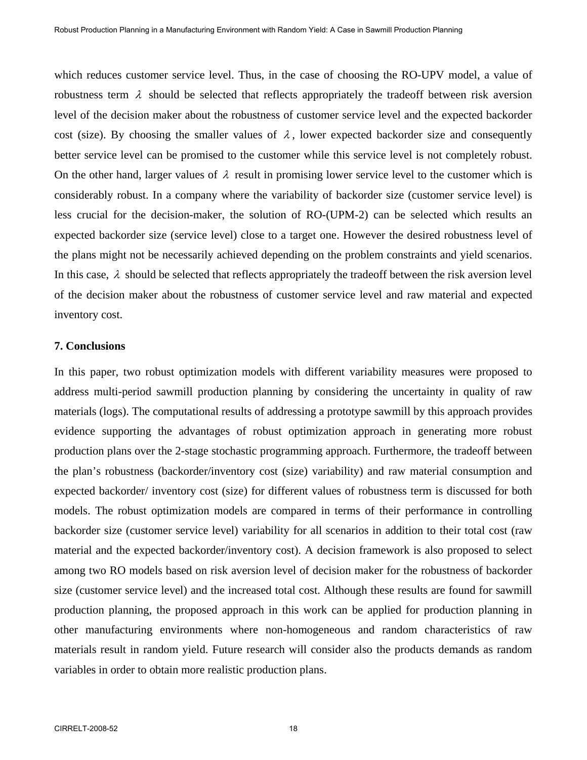which reduces customer service level. Thus, in the case of choosing the RO-UPV model, a value of robustness term $\lambda$ should be selected that reflects appropriately the tradeoff between risk aversion level of the decision maker about the robustness of customer service level and the expected backorder cost (size). By choosing the smaller values of $\lambda$, lower expected backorder size and consequently better service level can be promised to the customer while this service level is not completely robust. On the other hand, larger values of $\lambda$ result in promising lower service level to the customer which is considerably robust. In a company where the variability of backorder size (customer service level) is less crucial for the decision-maker, the solution of RO-(UPM-2) can be selected which results an expected backorder size (service level) close to a target one. However the desired robustness level of the plans might not be necessarily achieved depending on the problem constraints and yield scenarios. In this case, $\lambda$ should be selected that reflects appropriately the tradeoff between the risk aversion level of the decision maker about the robustness of customer service level and raw material and expected inventory cost.

## 7. Conclusions

In this paper, two robust optimization models with different variability measures were proposed to address multi-period sawmill production planning by considering the uncertainty in quality of raw materials (logs). The computational results of addressing a prototype sawmill by this approach provides evidence supporting the advantages of robust optimization approach in generating more robust production plans over the 2-stage stochastic programming approach. Furthermore, the tradeoff between the plan's robustness (backorder/inventory cost (size) variability) and raw material consumption and expected backorder/ inventory cost (size) for different values of robustness term is discussed for both models. The robust optimization models are compared in terms of their performance in controlling backorder size (customer service level) variability for all scenarios in addition to their total cost (raw material and the expected backorder/inventory cost). A decision framework is also proposed to select among two RO models based on risk aversion level of decision maker for the robustness of backorder size (customer service level) and the increased total cost. Although these results are found for sawmill production planning, the proposed approach in this work can be applied for production planning in other manufacturing environments where non-homogeneous and random characteristics of raw materials result in random yield. Future research will consider also the products demands as random variables in order to obtain more realistic production plans.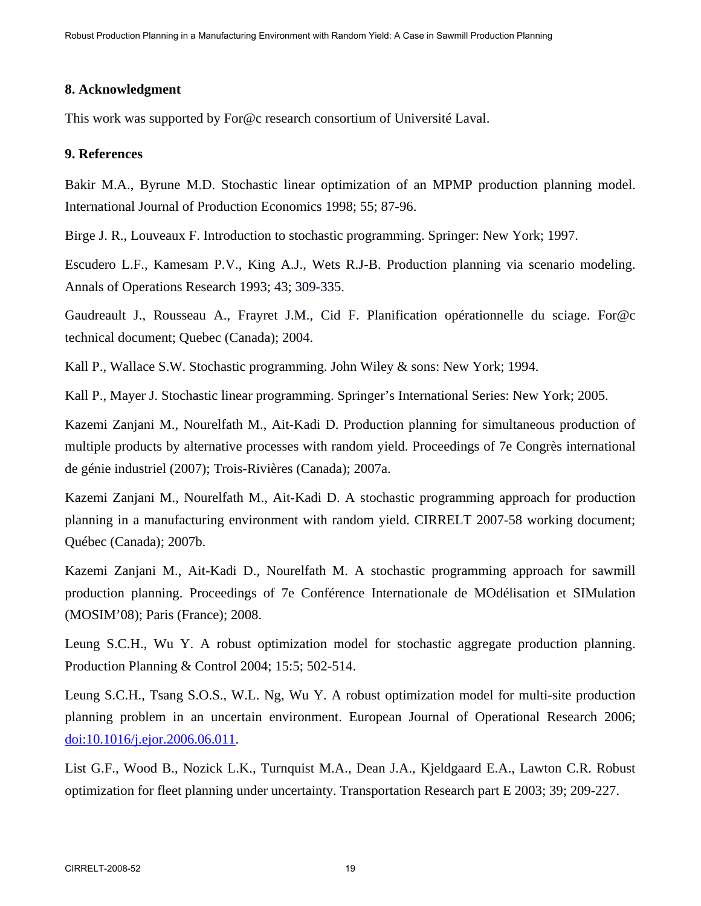## 8. Acknowledgment

This work was supported by For@c research consortium of Université Laval.

## 9. References

Bakir M.A., Byrune M.D. Stochastic linear optimization of an MPMP production planning model. International Journal of Production Economics 1998; 55; 87-96.

Birge J. R., Louveaux F. Introduction to stochastic programming. Springer: New York; 1997.

Escudero L.F., Kamesam P.V., King A.J., Wets R.J-B. Production planning via scenario modeling. Annals of Operations Research 1993; 43; 309-335.

Gaudreault J., Rousseau A., Frayret J.M., Cid F. Planification opérationnelle du sciage. For@c technical document; Quebec (Canada); 2004.

Kall P., Wallace S.W. Stochastic programming. John Wiley & sons: New York; 1994.

Kall P., Mayer J. Stochastic linear programming. Springer's International Series: New York; 2005.

Kazemi Zanjani M., Nourelfath M., Ait-Kadi D. Production planning for simultaneous production of multiple products by alternative processes with random yield. Proceedings of 7e Congrès international de génie industriel (2007); Trois-Rivières (Canada); 2007a.

Kazemi Zanjani M., Nourelfath M., Ait-Kadi D. A stochastic programming approach for production planning in a manufacturing environment with random yield. CIRRELT 2007-58 working document; Québec (Canada); 2007b.

Kazemi Zanjani M., Ait-Kadi D., Nourelfath M. A stochastic programming approach for sawmill production planning. Proceedings of 7e Conférence Internationale de MOdélisation et SIMulation (MOSIM'08); Paris (France); 2008.

Leung S.C.H., Wu Y. A robust optimization model for stochastic aggregate production planning. Production Planning & Control 2004; 15:5; 502-514.

Leung S.C.H., Tsang S.O.S., W.L. Ng, Wu Y. A robust optimization model for multi-site production planning problem in an uncertain environment. European Journal of Operational Research 2006; doi:10.1016/j.ejor.2006.06.011.

List G.F., Wood B., Nozick L.K., Turnquist M.A., Dean J.A., Kjeldgaard E.A., Lawton C.R. Robust optimization for fleet planning under uncertainty. Transportation Research part E 2003; 39; 209-227.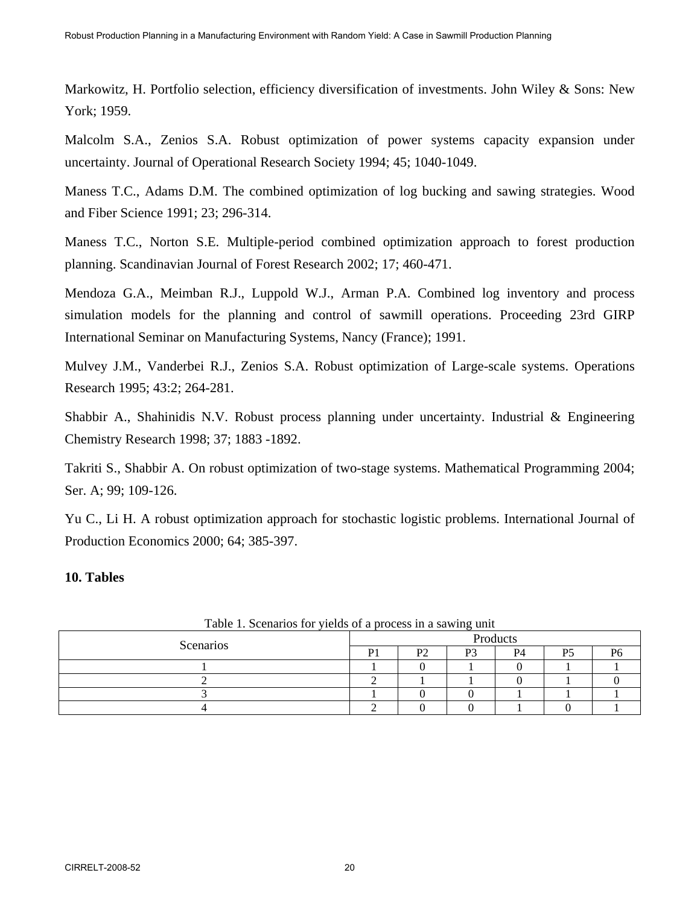Markowitz, H. Portfolio selection, efficiency diversification of investments. John Wiley & Sons: New York; 1959.

Malcolm S.A., Zenios S.A. Robust optimization of power systems capacity expansion under uncertainty. Journal of Operational Research Society 1994; 45; 1040-1049.

Maness T.C., Adams D.M. The combined optimization of log bucking and sawing strategies. Wood and Fiber Science 1991; 23; 296-314.

Maness T.C., Norton S.E. Multiple-period combined optimization approach to forest production planning. Scandinavian Journal of Forest Research 2002; 17; 460-471.

Mendoza G.A., Meimban R.J., Luppold W.J., Arman P.A. Combined log inventory and process simulation models for the planning and control of sawmill operations. Proceeding 23rd GIRP International Seminar on Manufacturing Systems, Nancy (France); 1991.

Mulvey J.M., Vanderbei R.J., Zenios S.A. Robust optimization of Large-scale systems. Operations Research 1995; 43:2; 264-281.

Shabbir A., Shahinidis N.V. Robust process planning under uncertainty. Industrial & Engineering Chemistry Research 1998; 37; 1883 -1892.

Takriti S., Shabbir A. On robust optimization of two-stage systems. Mathematical Programming 2004; Ser. A; 99; 109-126.

Yu C., Li H. A robust optimization approach for stochastic logistic problems. International Journal of Production Economics 2000; 64; 385-397.

## 10. Tables

Table 1. Scenarios for yields of a process in a sawing unit

| Scenarios | Products | | | | | |
|---|---|---|---|---|---|---|
| | P1 | P2 | P3 | P4 | P5 | P6 |
| 1 | 1 | 0 | 1 | 0 | 1 | 1 |
| 2 | 2 | 1 | 1 | 0 | 1 | 0 |
| 3 | 1 | 0 | 0 | 1 | 1 | 1 |
| 4 | 2 | 0 | 0 | 1 | 0 | 1 |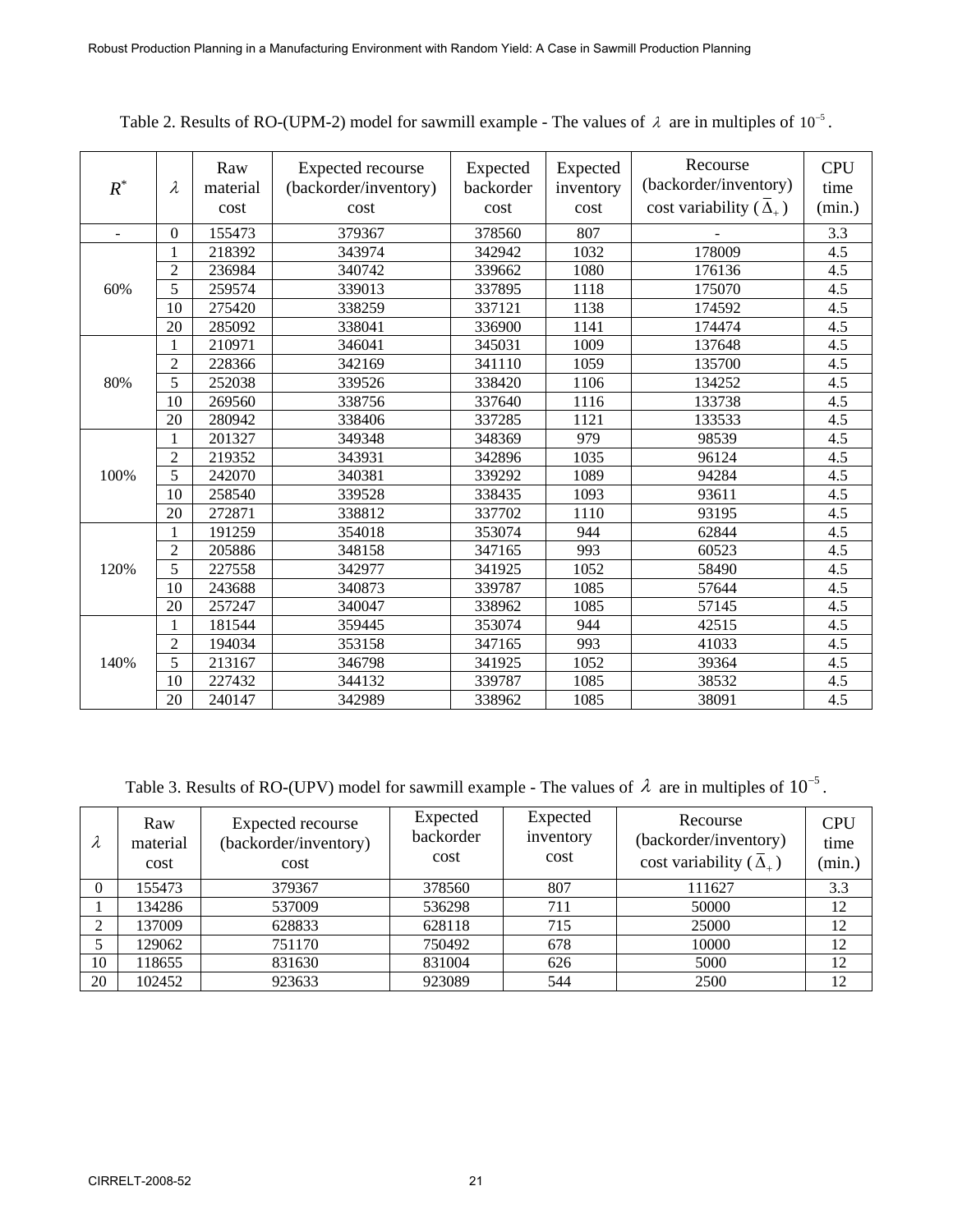Table 2. Results of RO-(UPM-2) model for sawmill example - The values of $\lambda$ are in multiples of $10^{-5}$.

| $R^*$ | $\lambda$ | Raw material cost | Expected recourse (backorder/inventory) cost | Expected backorder cost | Expected inventory cost | Recourse (backorder/inventory) cost variability ($\overline{\Delta}_+$) | CPU time (min.) |
|---|---|---|---|---|---|---|---|
| - | 0 | 155473 | 379367 | 378560 | 807 | - | 3.3 |
| 60% | 1 | 218392 | 343974 | 342942 | 1032 | 178009 | 4.5 |
| | 2 | 236984 | 340742 | 339662 | 1080 | 176136 | 4.5 |
| | 5 | 259574 | 339013 | 337895 | 1118 | 175070 | 4.5 |
| | 10 | 275420 | 338259 | 337121 | 1138 | 174592 | 4.5 |
| | 20 | 285092 | 338041 | 336900 | 1141 | 174474 | 4.5 |
| 80% | 1 | 210971 | 346041 | 345031 | 1009 | 137648 | 4.5 |
| | 2 | 228366 | 342169 | 341110 | 1059 | 135700 | 4.5 |
| | 5 | 252038 | 339526 | 338420 | 1106 | 134252 | 4.5 |
| | 10 | 269560 | 338756 | 337640 | 1116 | 133738 | 4.5 |
| | 20 | 280942 | 338406 | 337285 | 1121 | 133533 | 4.5 |
| 100% | 1 | 201327 | 349348 | 348369 | 979 | 98539 | 4.5 |
| | 2 | 219352 | 343931 | 342896 | 1035 | 96124 | 4.5 |
| | 5 | 242070 | 340381 | 339292 | 1089 | 94284 | 4.5 |
| | 10 | 258540 | 339528 | 338435 | 1093 | 93611 | 4.5 |
| | 20 | 272871 | 338812 | 337702 | 1110 | 93195 | 4.5 |
| 120% | 1 | 191259 | 354018 | 353074 | 944 | 62844 | 4.5 |
| | 2 | 205886 | 348158 | 347165 | 993 | 60523 | 4.5 |
| | 5 | 227558 | 342977 | 341925 | 1052 | 58490 | 4.5 |
| | 10 | 243688 | 340873 | 339787 | 1085 | 57644 | 4.5 |
| | 20 | 257247 | 340047 | 338962 | 1085 | 57145 | 4.5 |
| 140% | 1 | 181544 | 359445 | 353074 | 944 | 42515 | 4.5 |
| | 2 | 194034 | 353158 | 347165 | 993 | 41033 | 4.5 |
| | 5 | 213167 | 346798 | 341925 | 1052 | 39364 | 4.5 |
| | 10 | 227432 | 344132 | 339787 | 1085 | 38532 | 4.5 |
| | 20 | 240147 | 342989 | 338962 | 1085 | 38091 | 4.5 |

Table 3. Results of RO-(UPV) model for sawmill example - The values of $\lambda$ are in multiples of $10^{-5}$.

| $\lambda$ | Raw material cost | Expected recourse (backorder/inventory) cost | Expected backorder cost | Expected inventory cost | Recourse (backorder/inventory) cost variability ($\overline{\Delta}_+$) | CPU time (min.) |
|---|---|---|---|---|---|---|
| 0 | 155473 | 379367 | 378560 | 807 | 111627 | 3.3 |
| 1 | 134286 | 537009 | 536298 | 711 | 50000 | 12 |
| 2 | 137009 | 628833 | 628118 | 715 | 25000 | 12 |
| 5 | 129062 | 751170 | 750492 | 678 | 10000 | 12 |
| 10 | 118655 | 831630 | 831004 | 626 | 5000 | 12 |
| 20 | 102452 | 923633 | 923089 | 544 | 2500 | 12 |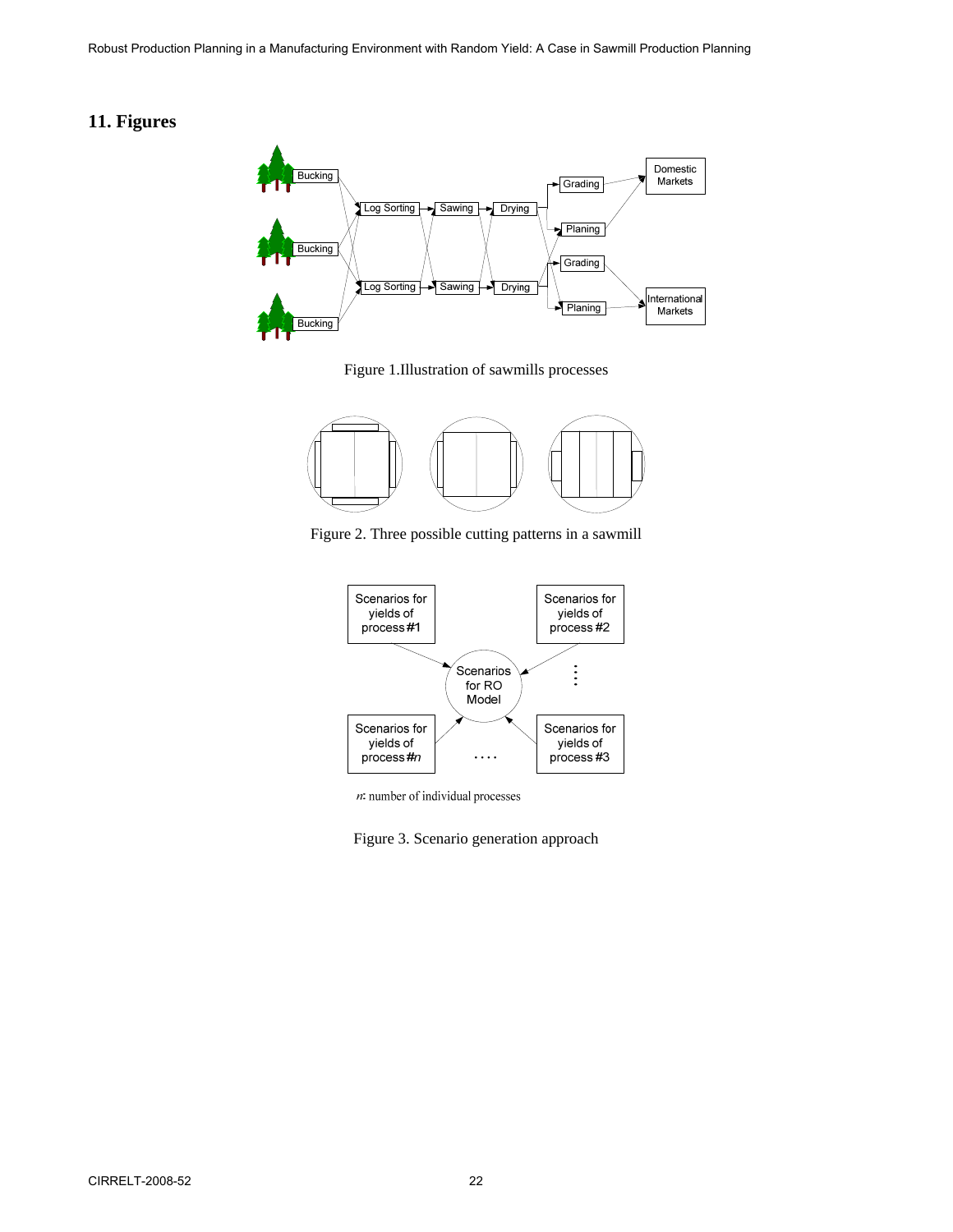## 11. Figures

Figure 1.Illustration of sawmills processes

Figure 2. Three possible cutting patterns in a sawmill

$n$: number of individual processes

Figure 3. Scenario generation approach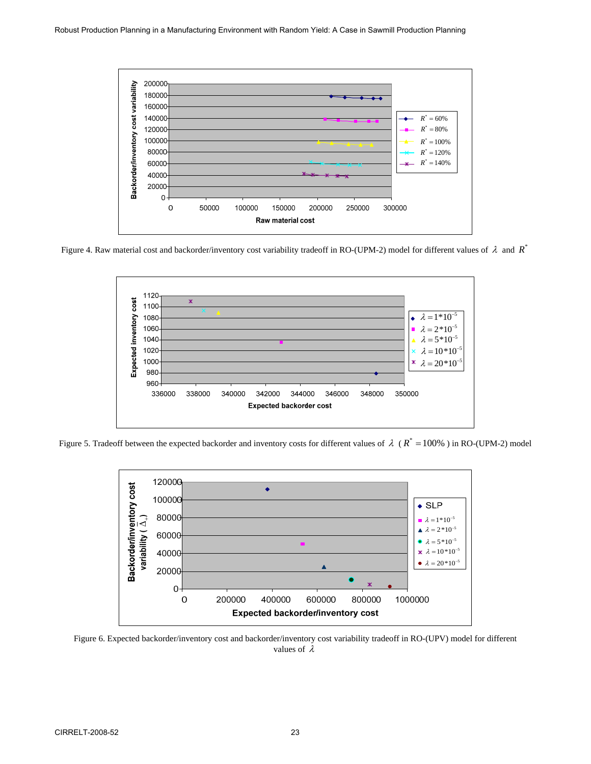Figure 4. Raw material cost and backorder/inventory cost variability tradeoff in RO-(UPM-2) model for different values of $\lambda$ and $R^*$

Figure 5. Tradeoff between the expected backorder and inventory costs for different values of $\lambda$ ( $R^* = 100\%$ ) in RO-(UPM-2) model

Figure 6. Expected backorder/inventory cost and backorder/inventory cost variability tradeoff in RO-(UPV) model for different values of $\lambda$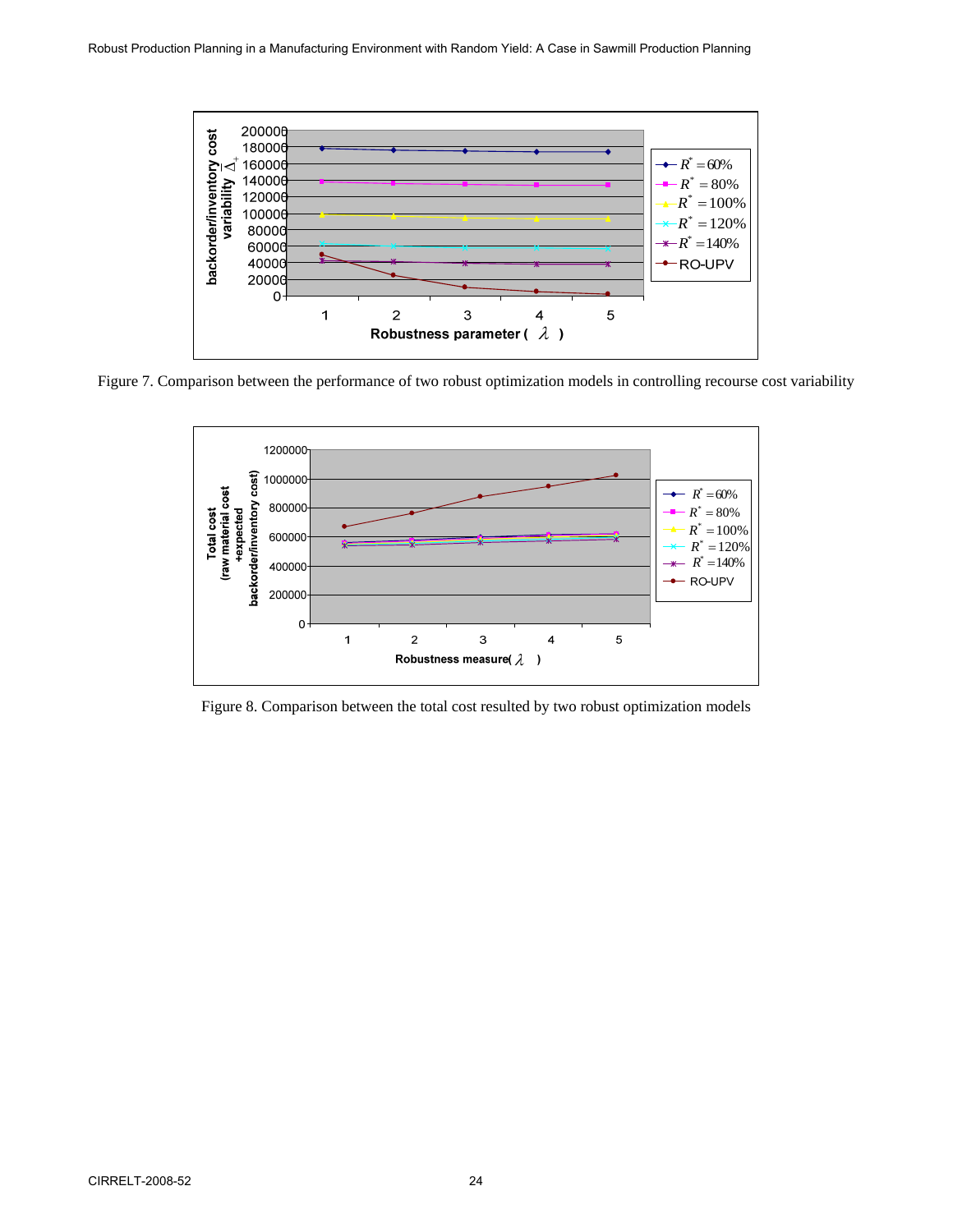backorder/inventory cost variability $\bar{\Delta}^{+}$

200000
180000
160000
140000
120000
100000
80000
60000
40000
20000
0

1 2 3 4 5

Robustness parameter ( $\lambda$ )

$R^* = 60\%$
$R^* = 80\%$
$R^* = 100\%$
$R^* = 120\%$
$R^* = 140\%$
RO-UPV

Figure 7. Comparison between the performance of two robust optimization models in controlling recourse cost variability

Total cost (raw material cost +expected backorder/inventory cost)

1200000
1000000
800000
600000
400000
200000
0

1 2 3 4 5

Robustness measure( $\lambda$ )

$R^* = 60\%$
$R^* = 80\%$
$R^* = 100\%$
$R^* = 120\%$
$R^* = 140\%$
RO-UPV

Figure 8. Comparison between the total cost resulted by two robust optimization models